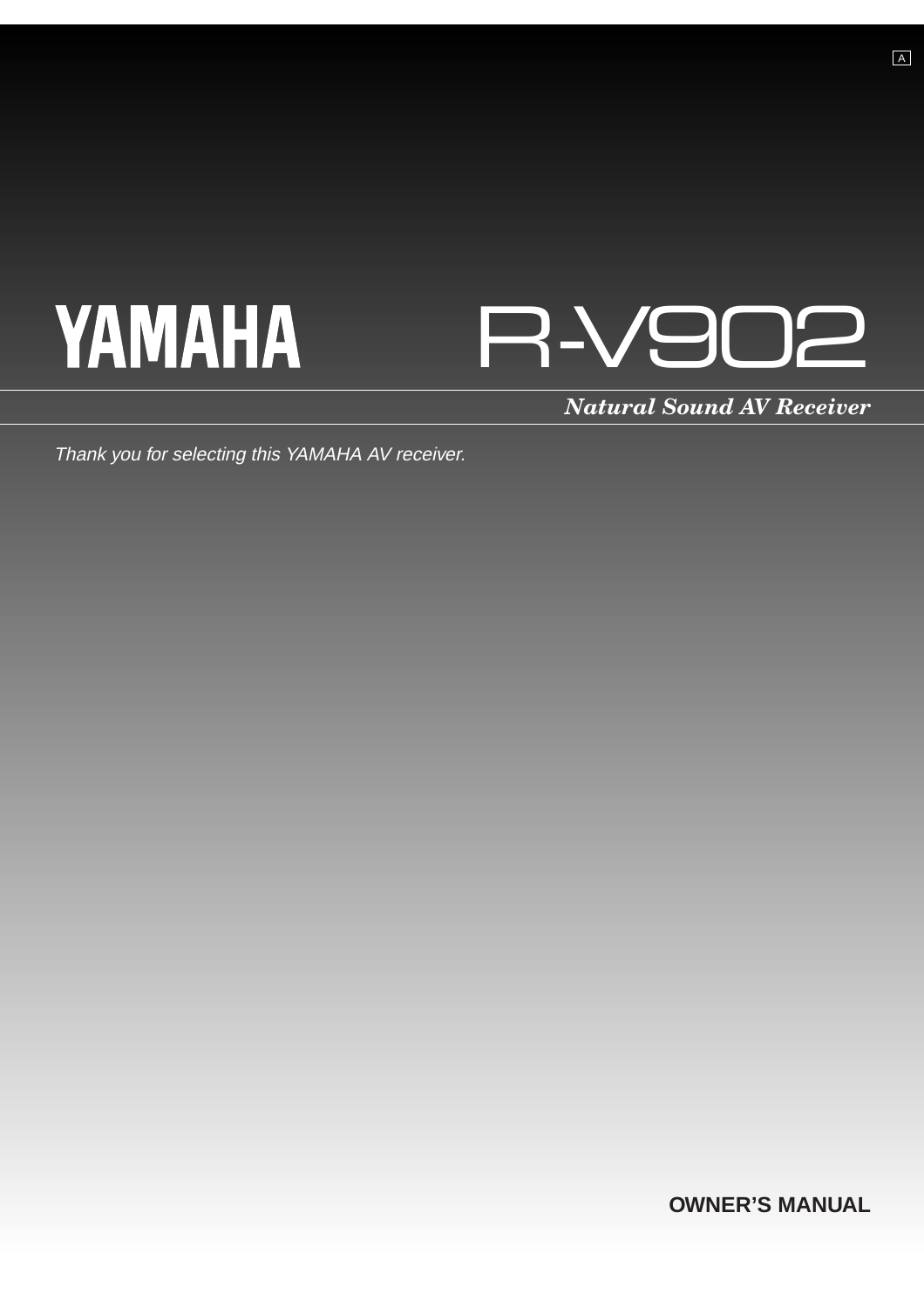A

# YAMAHA R-V902

***Natural Sound AV Receiver***

*Thank you for selecting this YAMAHA AV receiver.*

**OWNER'S MANUAL**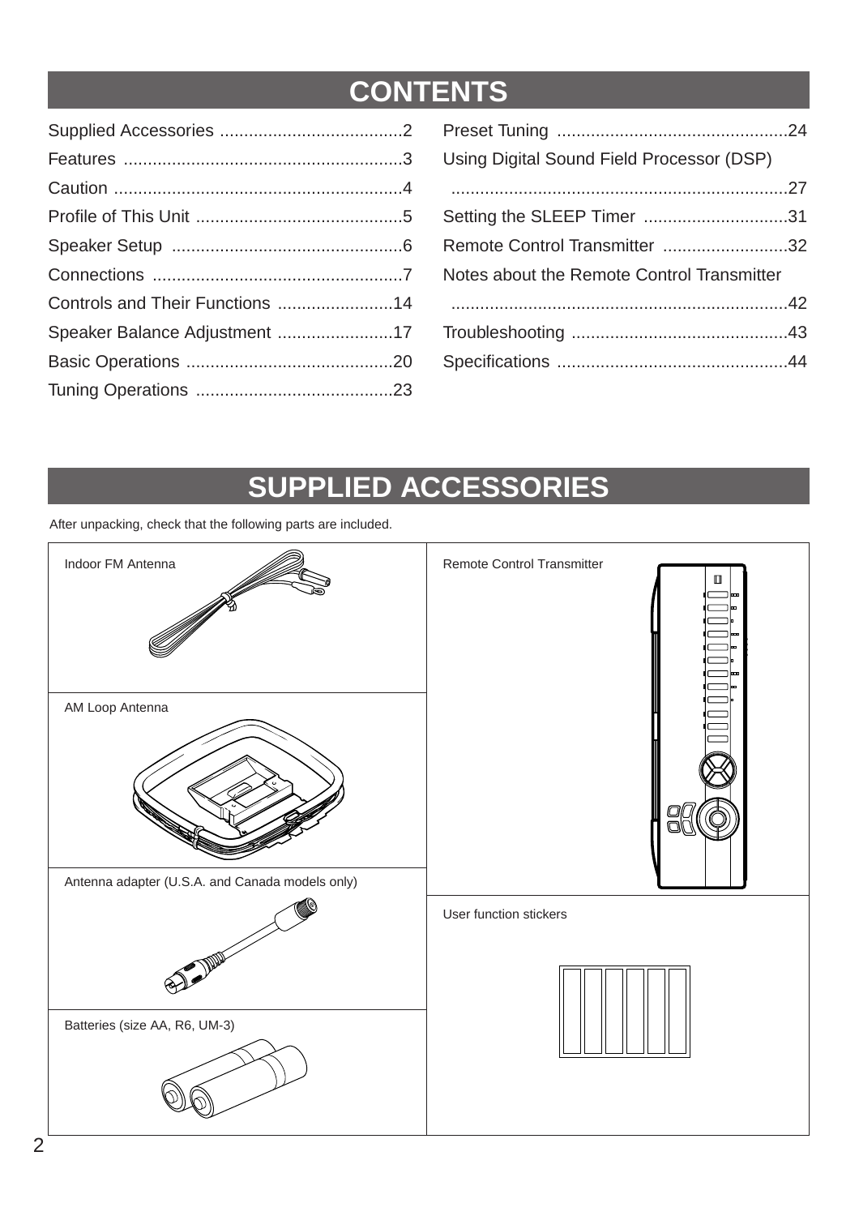# CONTENTS

Supplied Accessories ......................................2
Features ..........................................................3
Caution ............................................................4
Profile of This Unit ...........................................5
Speaker Setup ................................................6
Connections ....................................................7
Controls and Their Functions ........................14
Speaker Balance Adjustment ........................17
Basic Operations ...........................................20
Tuning Operations .........................................23
Preset Tuning ................................................24
Using Digital Sound Field Processor (DSP) ......................................................................27
Setting the SLEEP Timer ..............................31
Remote Control Transmitter ..........................32
Notes about the Remote Control Transmitter ......................................................................42
Troubleshooting .............................................43
Specifications ................................................44

# SUPPLIED ACCESSORIES

After unpacking, check that the following parts are included.

| | |
|---|---|
| Indoor FM Antenna | Remote Control Transmitter |
| AM Loop Antenna | |
| Antenna adapter (U.S.A. and Canada models only) | User function stickers |
| Batteries (size AA, R6, UM-3) | |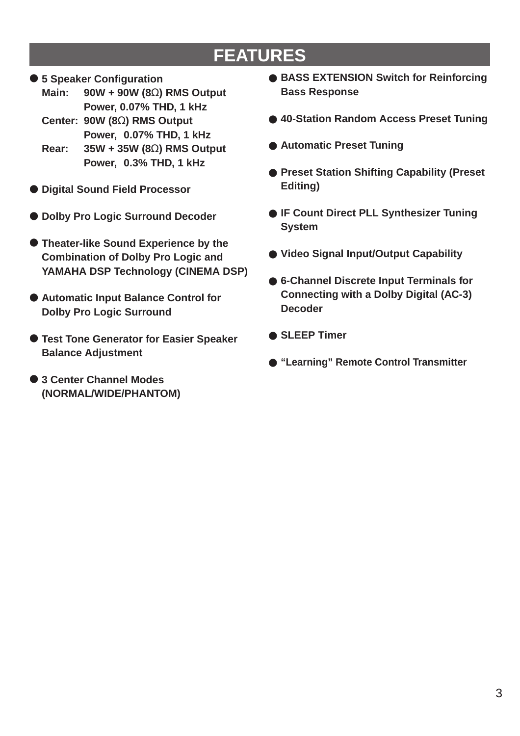# FEATURES

- **5 Speaker Configuration**
  **Main: 90W + 90W (8Ω) RMS Output Power, 0.07% THD, 1 kHz**
  **Center: 90W (8Ω) RMS Output Power, 0.07% THD, 1 kHz**
  **Rear: 35W + 35W (8Ω) RMS Output Power, 0.3% THD, 1 kHz**

- **Digital Sound Field Processor**

- **Dolby Pro Logic Surround Decoder**

- **Theater-like Sound Experience by the Combination of Dolby Pro Logic and YAMAHA DSP Technology (CINEMA DSP)**

- **Automatic Input Balance Control for Dolby Pro Logic Surround**

- **Test Tone Generator for Easier Speaker Balance Adjustment**

- **3 Center Channel Modes (NORMAL/WIDE/PHANTOM)**

- **BASS EXTENSION Switch for Reinforcing Bass Response**

- **40-Station Random Access Preset Tuning**

- **Automatic Preset Tuning**

- **Preset Station Shifting Capability (Preset Editing)**

- **IF Count Direct PLL Synthesizer Tuning System**

- **Video Signal Input/Output Capability**

- **6-Channel Discrete Input Terminals for Connecting with a Dolby Digital (AC-3) Decoder**

- **SLEEP Timer**

- **"Learning" Remote Control Transmitter**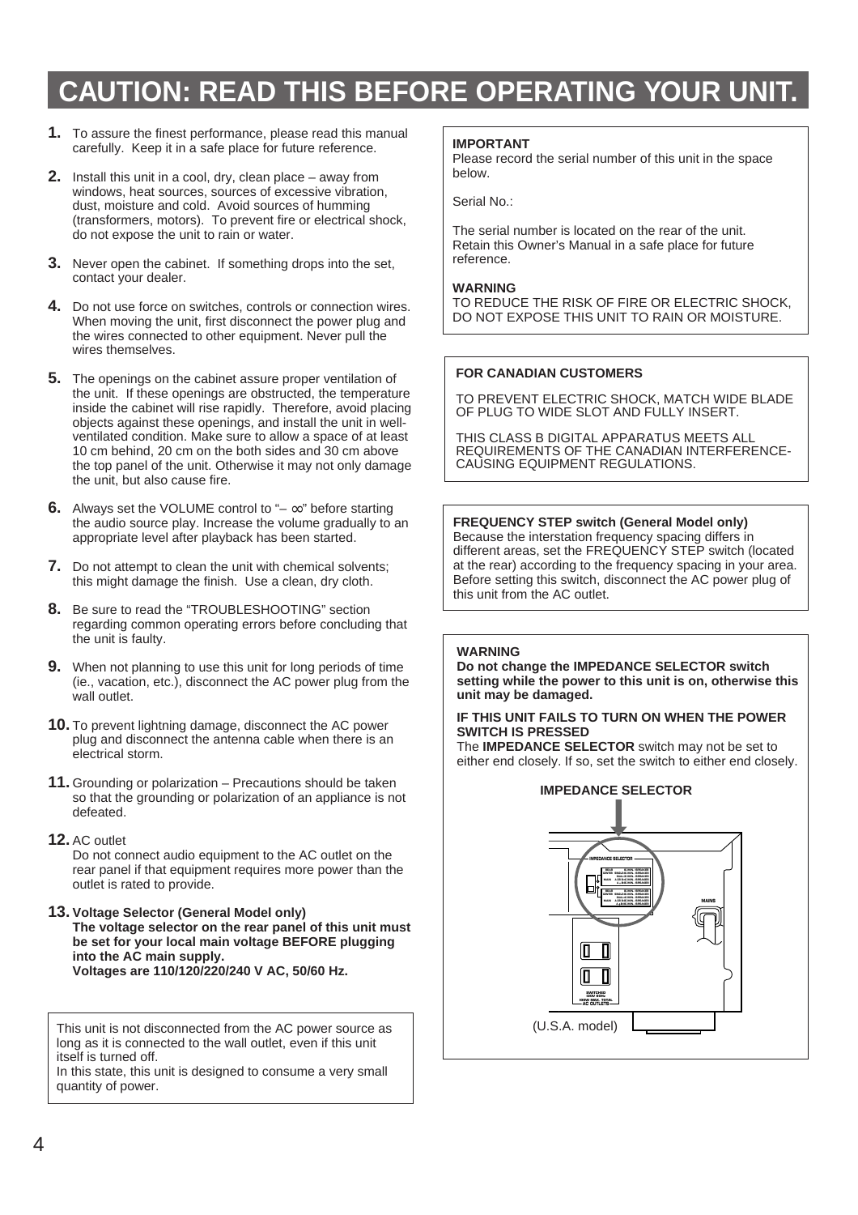# CAUTION: READ THIS BEFORE OPERATING YOUR UNIT.

1. To assure the finest performance, please read this manual carefully. Keep it in a safe place for future reference.
2. Install this unit in a cool, dry, clean place – away from windows, heat sources, sources of excessive vibration, dust, moisture and cold. Avoid sources of humming (transformers, motors). To prevent fire or electrical shock, do not expose the unit to rain or water.
3. Never open the cabinet. If something drops into the set, contact your dealer.
4. Do not use force on switches, controls or connection wires. When moving the unit, first disconnect the power plug and the wires connected to other equipment. Never pull the wires themselves.
5. The openings on the cabinet assure proper ventilation of the unit. If these openings are obstructed, the temperature inside the cabinet will rise rapidly. Therefore, avoid placing objects against these openings, and install the unit in well-ventilated condition. Make sure to allow a space of at least 10 cm behind, 20 cm on the both sides and 30 cm above the top panel of the unit. Otherwise it may not only damage the unit, but also cause fire.
6. Always set the VOLUME control to "– ∞" before starting the audio source play. Increase the volume gradually to an appropriate level after playback has been started.
7. Do not attempt to clean the unit with chemical solvents; this might damage the finish. Use a clean, dry cloth.
8. Be sure to read the "TROUBLESHOOTING" section regarding common operating errors before concluding that the unit is faulty.
9. When not planning to use this unit for long periods of time (ie., vacation, etc.), disconnect the AC power plug from the wall outlet.
10. To prevent lightning damage, disconnect the AC power plug and disconnect the antenna cable when there is an electrical storm.
11. Grounding or polarization – Precautions should be taken so that the grounding or polarization of an appliance is not defeated.
12. AC outlet
    Do not connect audio equipment to the AC outlet on the rear panel if that equipment requires more power than the outlet is rated to provide.
13. **Voltage Selector (General Model only)**
    **The voltage selector on the rear panel of this unit must be set for your local main voltage BEFORE plugging into the AC main supply.**
    **Voltages are 110/120/220/240 V AC, 50/60 Hz.**

This unit is not disconnected from the AC power source as long as it is connected to the wall outlet, even if this unit itself is turned off.
In this state, this unit is designed to consume a very small quantity of power.

**IMPORTANT**
Please record the serial number of this unit in the space below.

Serial No.:

The serial number is located on the rear of the unit. Retain this Owner's Manual in a safe place for future reference.

**WARNING**
TO REDUCE THE RISK OF FIRE OR ELECTRIC SHOCK, DO NOT EXPOSE THIS UNIT TO RAIN OR MOISTURE.

**FOR CANADIAN CUSTOMERS**

TO PREVENT ELECTRIC SHOCK, MATCH WIDE BLADE OF PLUG TO WIDE SLOT AND FULLY INSERT.

THIS CLASS B DIGITAL APPARATUS MEETS ALL REQUIREMENTS OF THE CANADIAN INTERFERENCE-CAUSING EQUIPMENT REGULATIONS.

**FREQUENCY STEP switch (General Model only)**
Because the interstation frequency spacing differs in different areas, set the FREQUENCY STEP switch (located at the rear) according to the frequency spacing in your area. Before setting this switch, disconnect the AC power plug of this unit from the AC outlet.

**WARNING**
**Do not change the IMPEDANCE SELECTOR switch setting while the power to this unit is on, otherwise this unit may be damaged.**

**IF THIS UNIT FAILS TO TURN ON WHEN THE POWER SWITCH IS PRESSED**
The **IMPEDANCE SELECTOR** switch may not be set to either end closely. If so, set the switch to either end closely.

**IMPEDANCE SELECTOR**

(U.S.A. model)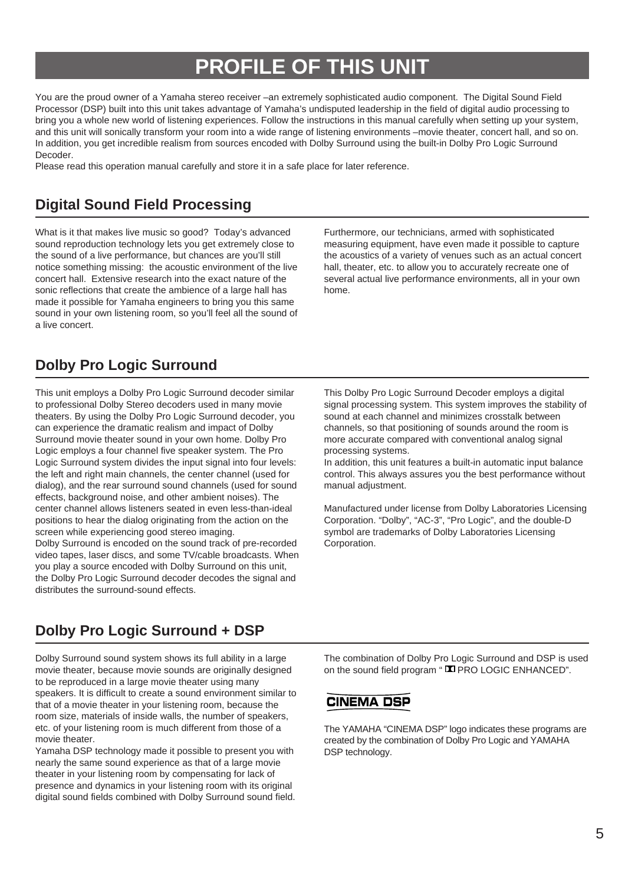# PROFILE OF THIS UNIT

You are the proud owner of a Yamaha stereo receiver –an extremely sophisticated audio component. The Digital Sound Field Processor (DSP) built into this unit takes advantage of Yamaha's undisputed leadership in the field of digital audio processing to bring you a whole new world of listening experiences. Follow the instructions in this manual carefully when setting up your system, and this unit will sonically transform your room into a wide range of listening environments –movie theater, concert hall, and so on. In addition, you get incredible realism from sources encoded with Dolby Surround using the built-in Dolby Pro Logic Surround Decoder.

Please read this operation manual carefully and store it in a safe place for later reference.

## Digital Sound Field Processing

What is it that makes live music so good? Today's advanced sound reproduction technology lets you get extremely close to the sound of a live performance, but chances are you'll still notice something missing: the acoustic environment of the live concert hall. Extensive research into the exact nature of the sonic reflections that create the ambience of a large hall has made it possible for Yamaha engineers to bring you this same sound in your own listening room, so you'll feel all the sound of a live concert.

Furthermore, our technicians, armed with sophisticated measuring equipment, have even made it possible to capture the acoustics of a variety of venues such as an actual concert hall, theater, etc. to allow you to accurately recreate one of several actual live performance environments, all in your own home.

## Dolby Pro Logic Surround

This unit employs a Dolby Pro Logic Surround decoder similar to professional Dolby Stereo decoders used in many movie theaters. By using the Dolby Pro Logic Surround decoder, you can experience the dramatic realism and impact of Dolby Surround movie theater sound in your own home. Dolby Pro Logic employs a four channel five speaker system. The Pro Logic Surround system divides the input signal into four levels: the left and right main channels, the center channel (used for dialog), and the rear surround sound channels (used for sound effects, background noise, and other ambient noises). The center channel allows listeners seated in even less-than-ideal positions to hear the dialog originating from the action on the screen while experiencing good stereo imaging.

Dolby Surround is encoded on the sound track of pre-recorded video tapes, laser discs, and some TV/cable broadcasts. When you play a source encoded with Dolby Surround on this unit, the Dolby Pro Logic Surround decoder decodes the signal and distributes the surround-sound effects.

This Dolby Pro Logic Surround Decoder employs a digital signal processing system. This system improves the stability of sound at each channel and minimizes crosstalk between channels, so that positioning of sounds around the room is more accurate compared with conventional analog signal processing systems.

In addition, this unit features a built-in automatic input balance control. This always assures you the best performance without manual adjustment.

Manufactured under license from Dolby Laboratories Licensing Corporation. "Dolby", "AC-3", "Pro Logic", and the double-D symbol are trademarks of Dolby Laboratories Licensing Corporation.

## Dolby Pro Logic Surround + DSP

Dolby Surround sound system shows its full ability in a large movie theater, because movie sounds are originally designed to be reproduced in a large movie theater using many speakers. It is difficult to create a sound environment similar to that of a movie theater in your listening room, because the room size, materials of inside walls, the number of speakers, etc. of your listening room is much different from those of a movie theater.

Yamaha DSP technology made it possible to present you with nearly the same sound experience as that of a large movie theater in your listening room by compensating for lack of presence and dynamics in your listening room with its original digital sound fields combined with Dolby Surround sound field.

The combination of Dolby Pro Logic Surround and DSP is used on the sound field program " ⧈ PRO LOGIC ENHANCED".

**CINEMA DSP**

The YAMAHA "CINEMA DSP" logo indicates these programs are created by the combination of Dolby Pro Logic and YAMAHA DSP technology.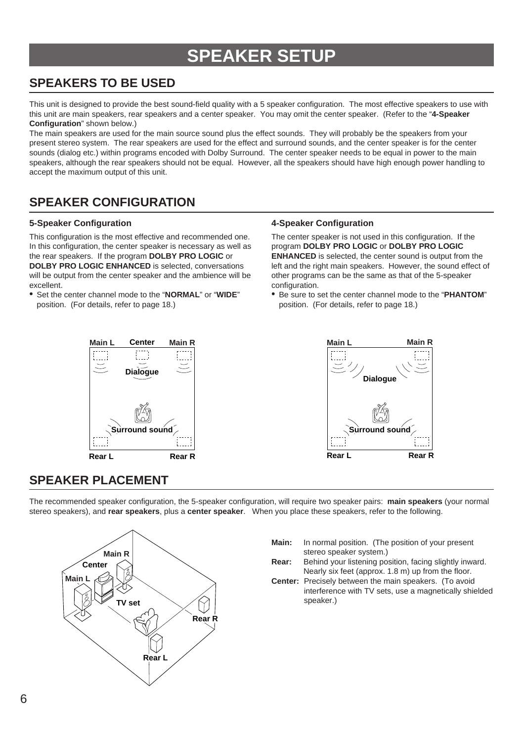# SPEAKER SETUP

## SPEAKERS TO BE USED

This unit is designed to provide the best sound-field quality with a 5 speaker configuration. The most effective speakers to use with this unit are main speakers, rear speakers and a center speaker. You may omit the center speaker. (Refer to the "**4-Speaker Configuration**" shown below.)

The main speakers are used for the main source sound plus the effect sounds. They will probably be the speakers from your present stereo system. The rear speakers are used for the effect and surround sounds, and the center speaker is for the center sounds (dialog etc.) within programs encoded with Dolby Surround. The center speaker needs to be equal in power to the main speakers, although the rear speakers should not be equal. However, all the speakers should have high enough power handling to accept the maximum output of this unit.

## SPEAKER CONFIGURATION

### 5-Speaker Configuration

This configuration is the most effective and recommended one. In this configuration, the center speaker is necessary as well as the rear speakers. If the program **DOLBY PRO LOGIC** or **DOLBY PRO LOGIC ENHANCED** is selected, conversations will be output from the center speaker and the ambience will be excellent.

- Set the center channel mode to the "**NORMAL**" or "**WIDE**" position. (For details, refer to page 18.)

### 4-Speaker Configuration

The center speaker is not used in this configuration. If the program **DOLBY PRO LOGIC** or **DOLBY PRO LOGIC ENHANCED** is selected, the center sound is output from the left and the right main speakers. However, the sound effect of other programs can be the same as that of the 5-speaker configuration.

- Be sure to set the center channel mode to the "**PHANTOM**" position. (For details, refer to page 18.)

## SPEAKER PLACEMENT

The recommended speaker configuration, the 5-speaker configuration, will require two speaker pairs: **main speakers** (your normal stereo speakers), and **rear speakers**, plus a **center speaker**. When you place these speakers, refer to the following.

**Main:** In normal position. (The position of your present stereo speaker system.)

**Rear:** Behind your listening position, facing slightly inward. Nearly six feet (approx. 1.8 m) up from the floor.

**Center:** Precisely between the main speakers. (To avoid interference with TV sets, use a magnetically shielded speaker.)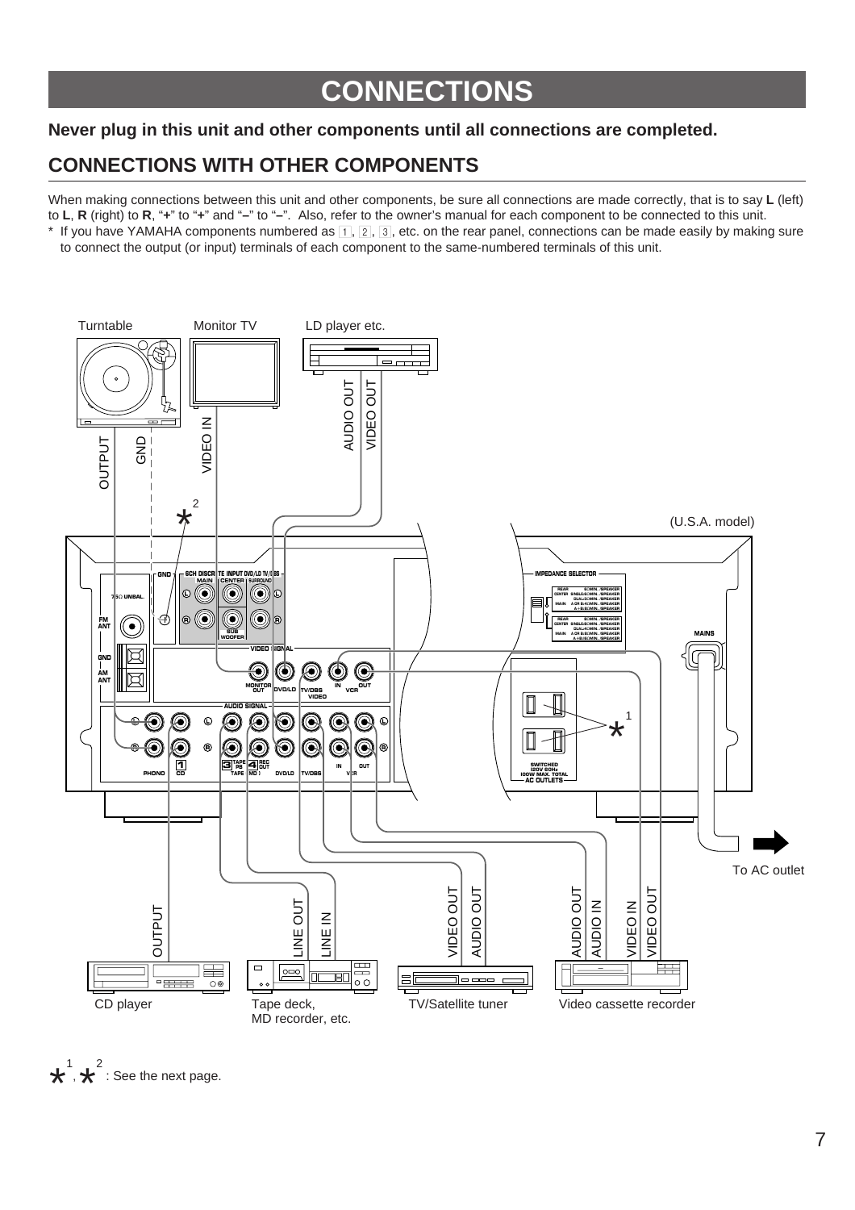# CONNECTIONS

**Never plug in this unit and other components until all connections are completed.**

## CONNECTIONS WITH OTHER COMPONENTS

When making connections between this unit and other components, be sure all connections are made correctly, that is to say **L** (left) to **L**, **R** (right) to **R**, "**+**" to "**+**" and "**–**" to "**–**". Also, refer to the owner's manual for each component to be connected to this unit.

* If you have YAMAHA components numbered as 1, 2, 3, etc. on the rear panel, connections can be made easily by making sure to connect the output (or input) terminals of each component to the same-numbered terminals of this unit.

Turntable — OUTPUT, GND

Monitor TV — VIDEO IN

LD player etc. — AUDIO OUT, VIDEO OUT

(U.S.A. model)

To AC outlet

CD player — OUTPUT

Tape deck, MD recorder, etc. — LINE OUT, LINE IN

TV/Satellite tuner — VIDEO OUT, AUDIO OUT

Video cassette recorder — AUDIO OUT, AUDIO IN, VIDEO IN, VIDEO OUT

*[1], *[2] : See the next page.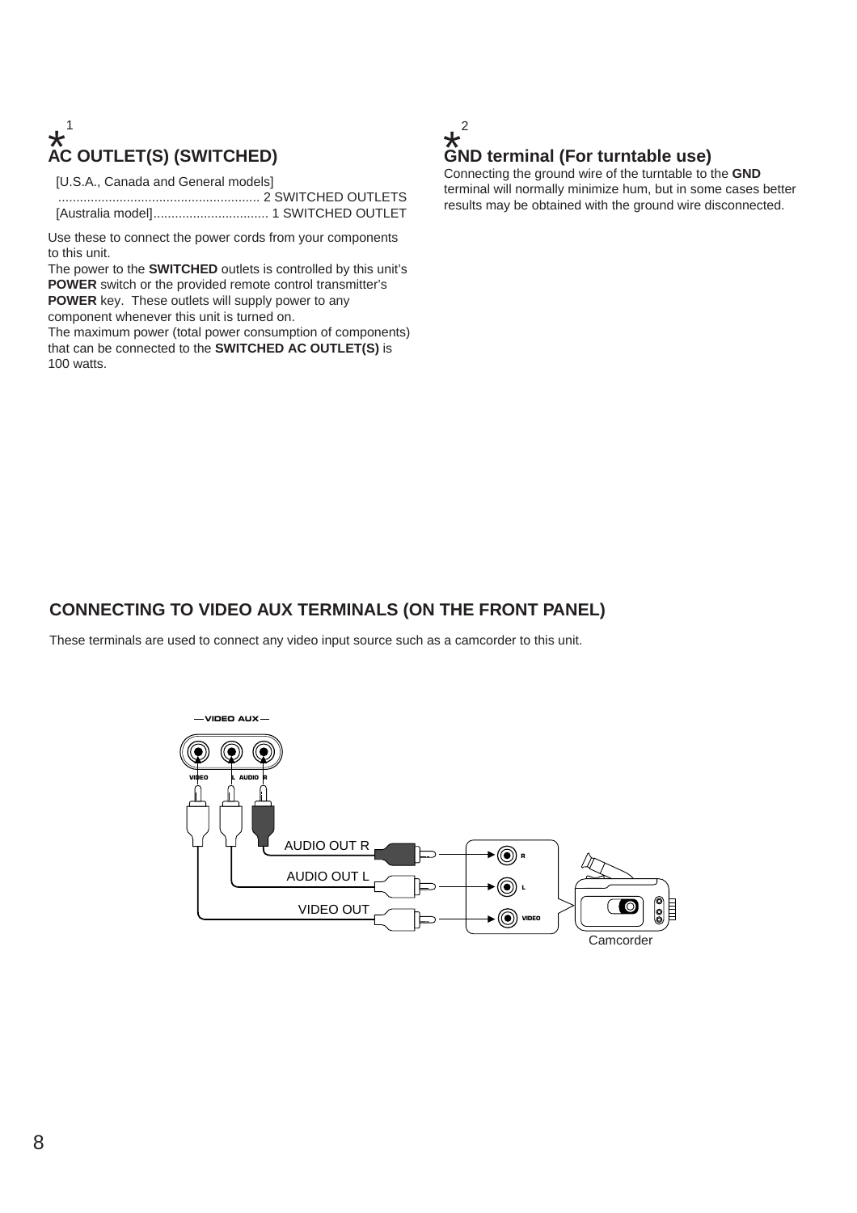## *[1] AC OUTLET(S) (SWITCHED)

[U.S.A., Canada and General models]
........................................................ 2 SWITCHED OUTLETS
[Australia model]................................ 1 SWITCHED OUTLET

Use these to connect the power cords from your components to this unit.
The power to the **SWITCHED** outlets is controlled by this unit's **POWER** switch or the provided remote control transmitter's **POWER** key. These outlets will supply power to any component whenever this unit is turned on.
The maximum power (total power consumption of components) that can be connected to the **SWITCHED AC OUTLET(S)** is 100 watts.

## *[2] GND terminal (For turntable use)

Connecting the ground wire of the turntable to the **GND** terminal will normally minimize hum, but in some cases better results may be obtained with the ground wire disconnected.

## CONNECTING TO VIDEO AUX TERMINALS (ON THE FRONT PANEL)

These terminals are used to connect any video input source such as a camcorder to this unit.

VIDEO AUX

VIDEO L AUDIO R

AUDIO OUT R

AUDIO OUT L

VIDEO OUT

R

L

VIDEO

Camcorder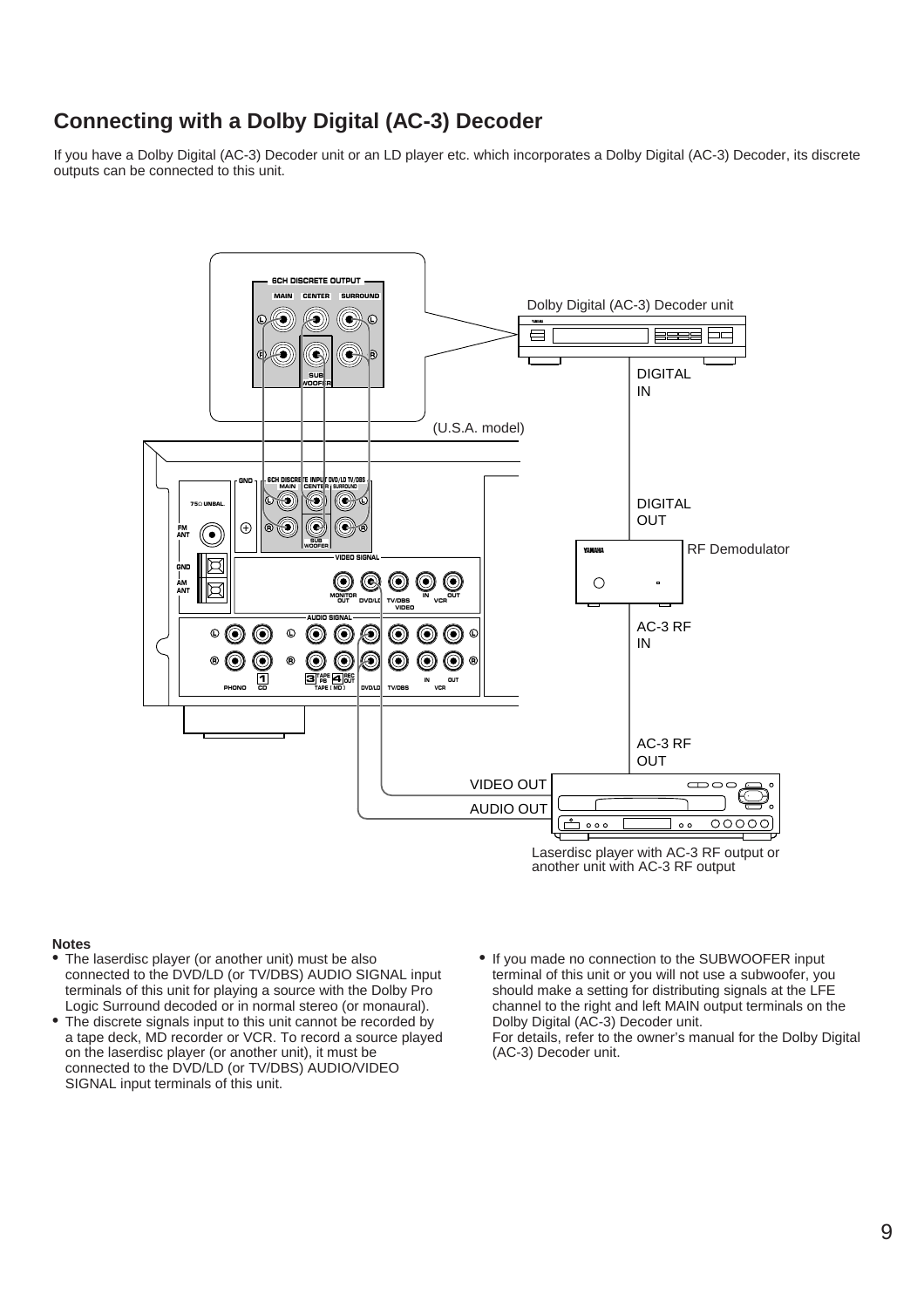## Connecting with a Dolby Digital (AC-3) Decoder

If you have a Dolby Digital (AC-3) Decoder unit or an LD player etc. which incorporates a Dolby Digital (AC-3) Decoder, its discrete outputs can be connected to this unit.

6CH DISCRETE OUTPUT
MAIN CENTER SURROUND
SUB WOOFER

Dolby Digital (AC-3) Decoder unit

DIGITAL IN

(U.S.A. model)

DIGITAL OUT

RF Demodulator

AC-3 RF IN

AC-3 RF OUT

VIDEO OUT

AUDIO OUT

Laserdisc player with AC-3 RF output or another unit with AC-3 RF output

**Notes**

- The laserdisc player (or another unit) must be also connected to the DVD/LD (or TV/DBS) AUDIO SIGNAL input terminals of this unit for playing a source with the Dolby Pro Logic Surround decoded or in normal stereo (or monaural).
- The discrete signals input to this unit cannot be recorded by a tape deck, MD recorder or VCR. To record a source played on the laserdisc player (or another unit), it must be connected to the DVD/LD (or TV/DBS) AUDIO/VIDEO SIGNAL input terminals of this unit.
- If you made no connection to the SUBWOOFER input terminal of this unit or you will not use a subwoofer, you should make a setting for distributing signals at the LFE channel to the right and left MAIN output terminals on the Dolby Digital (AC-3) Decoder unit.
  For details, refer to the owner's manual for the Dolby Digital (AC-3) Decoder unit.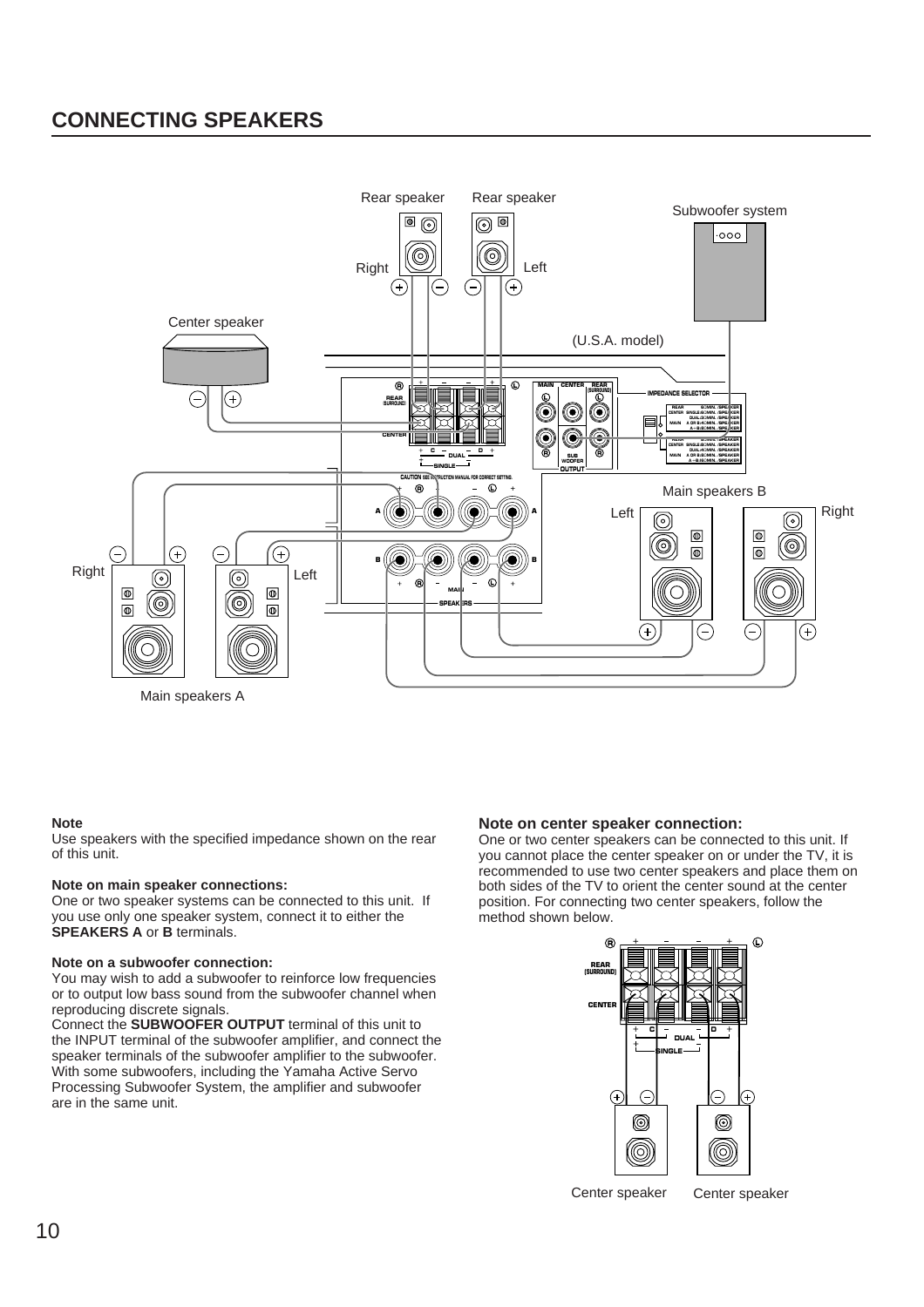## CONNECTING SPEAKERS

**Note**
Use speakers with the specified impedance shown on the rear of this unit.

**Note on main speaker connections:**
One or two speaker systems can be connected to this unit. If you use only one speaker system, connect it to either the **SPEAKERS A** or **B** terminals.

**Note on a subwoofer connection:**
You may wish to add a subwoofer to reinforce low frequencies or to output low bass sound from the subwoofer channel when reproducing discrete signals.
Connect the **SUBWOOFER OUTPUT** terminal of this unit to the INPUT terminal of the subwoofer amplifier, and connect the speaker terminals of the subwoofer amplifier to the subwoofer. With some subwoofers, including the Yamaha Active Servo Processing Subwoofer System, the amplifier and subwoofer are in the same unit.

**Note on center speaker connection:**
One or two center speakers can be connected to this unit. If you cannot place the center speaker on or under the TV, it is recommended to use two center speakers and place them on both sides of the TV to orient the center sound at the center position. For connecting two center speakers, follow the method shown below.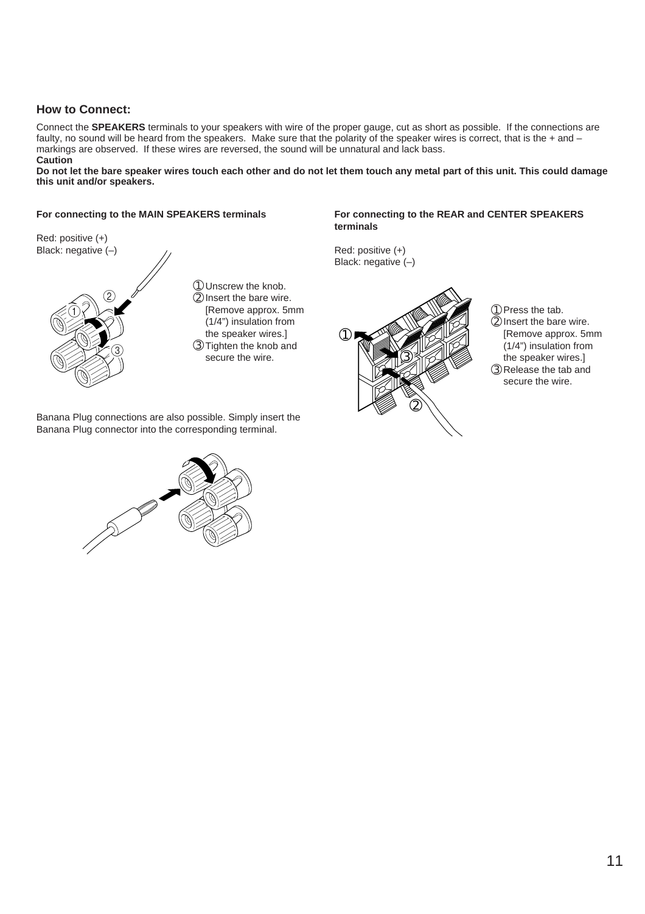## How to Connect:

Connect the **SPEAKERS** terminals to your speakers with wire of the proper gauge, cut as short as possible. If the connections are faulty, no sound will be heard from the speakers. Make sure that the polarity of the speaker wires is correct, that is the + and – markings are observed. If these wires are reversed, the sound will be unnatural and lack bass.

**Caution**

**Do not let the bare speaker wires touch each other and do not let them touch any metal part of this unit. This could damage this unit and/or speakers.**

### For connecting to the MAIN SPEAKERS terminals

Red: positive (+)
Black: negative (–)

① Unscrew the knob.
② Insert the bare wire. [Remove approx. 5mm (1/4") insulation from the speaker wires.]
③ Tighten the knob and secure the wire.

Banana Plug connections are also possible. Simply insert the Banana Plug connector into the corresponding terminal.

### For connecting to the REAR and CENTER SPEAKERS terminals

Red: positive (+)
Black: negative (–)

① Press the tab.
② Insert the bare wire. [Remove approx. 5mm (1/4") insulation from the speaker wires.]
③ Release the tab and secure the wire.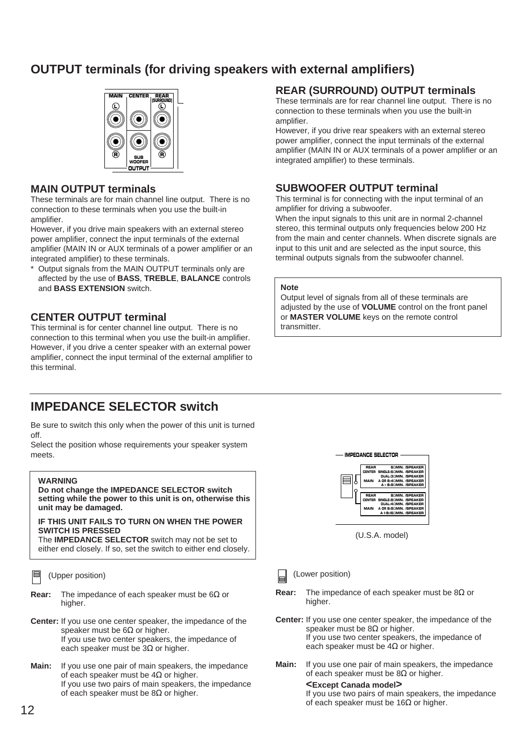## OUTPUT terminals (for driving speakers with external amplifiers)

### MAIN OUTPUT terminals

These terminals are for main channel line output. There is no connection to these terminals when you use the built-in amplifier.

However, if you drive main speakers with an external stereo power amplifier, connect the input terminals of the external amplifier (MAIN IN or AUX terminals of a power amplifier or an integrated amplifier) to these terminals.

\* Output signals from the MAIN OUTPUT terminals only are affected by the use of **BASS**, **TREBLE**, **BALANCE** controls and **BASS EXTENSION** switch.

### CENTER OUTPUT terminal

This terminal is for center channel line output. There is no connection to this terminal when you use the built-in amplifier. However, if you drive a center speaker with an external power amplifier, connect the input terminal of the external amplifier to this terminal.

### REAR (SURROUND) OUTPUT terminals

These terminals are for rear channel line output. There is no connection to these terminals when you use the built-in amplifier.

However, if you drive rear speakers with an external stereo power amplifier, connect the input terminals of the external amplifier (MAIN IN or AUX terminals of a power amplifier or an integrated amplifier) to these terminals.

### SUBWOOFER OUTPUT terminal

This terminal is for connecting with the input terminal of an amplifier for driving a subwoofer.

When the input signals to this unit are in normal 2-channel stereo, this terminal outputs only frequencies below 200 Hz from the main and center channels. When discrete signals are input to this unit and are selected as the input source, this terminal outputs signals from the subwoofer channel.

**Note**

Output level of signals from all of these terminals are adjusted by the use of **VOLUME** control on the front panel or **MASTER VOLUME** keys on the remote control transmitter.

## IMPEDANCE SELECTOR switch

Be sure to switch this only when the power of this unit is turned off.

Select the position whose requirements your speaker system meets.

**WARNING**

**Do not change the IMPEDANCE SELECTOR switch setting while the power to this unit is on, otherwise this unit may be damaged.**

**IF THIS UNIT FAILS TO TURN ON WHEN THE POWER SWITCH IS PRESSED**

The **IMPEDANCE SELECTOR** switch may not be set to either end closely. If so, set the switch to either end closely.

(U.S.A. model)

(Upper position)

**Rear:** The impedance of each speaker must be 6Ω or higher.

**Center:** If you use one center speaker, the impedance of the speaker must be 6Ω or higher.
If you use two center speakers, the impedance of each speaker must be 3Ω or higher.

**Main:** If you use one pair of main speakers, the impedance of each speaker must be 4Ω or higher.
If you use two pairs of main speakers, the impedance of each speaker must be 8Ω or higher.

(Lower position)

**Rear:** The impedance of each speaker must be 8Ω or higher.

**Center:** If you use one center speaker, the impedance of the speaker must be 8Ω or higher.
If you use two center speakers, the impedance of each speaker must be 4Ω or higher.

**Main:** If you use one pair of main speakers, the impedance of each speaker must be 8Ω or higher.

**<Except Canada model>**

If you use two pairs of main speakers, the impedance of each speaker must be 16Ω or higher.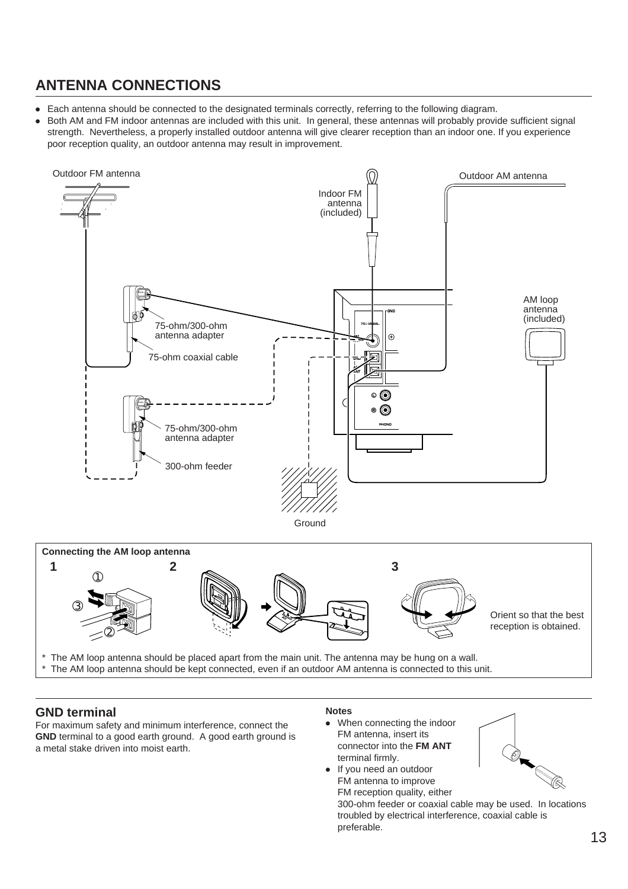## ANTENNA CONNECTIONS

- Each antenna should be connected to the designated terminals correctly, referring to the following diagram.
- Both AM and FM indoor antennas are included with this unit. In general, these antennas will probably provide sufficient signal strength. Nevertheless, a properly installed outdoor antenna will give clearer reception than an indoor one. If you experience poor reception quality, an outdoor antenna may result in improvement.

Outdoor FM antenna

Indoor FM antenna (included)

Outdoor AM antenna

75-ohm/300-ohm antenna adapter

75-ohm coaxial cable

AM loop antenna (included)

75-ohm/300-ohm antenna adapter

300-ohm feeder

Ground

**Connecting the AM loop antenna**

**1** ① ② ③

**2**

**3**

Orient so that the best reception is obtained.

\* The AM loop antenna should be placed apart from the main unit. The antenna may be hung on a wall.
\* The AM loop antenna should be kept connected, even if an outdoor AM antenna is connected to this unit.

### GND terminal

For maximum safety and minimum interference, connect the **GND** terminal to a good earth ground. A good earth ground is a metal stake driven into moist earth.

**Notes**

- When connecting the indoor FM antenna, insert its connector into the **FM ANT** terminal firmly.
- If you need an outdoor FM antenna to improve FM reception quality, either 300-ohm feeder or coaxial cable may be used. In locations troubled by electrical interference, coaxial cable is preferable.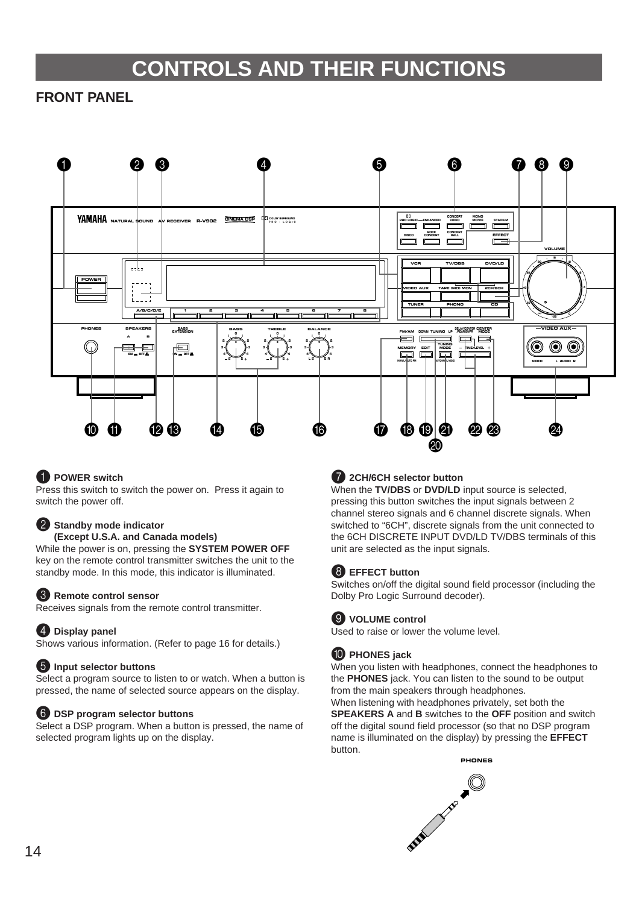# CONTROLS AND THEIR FUNCTIONS

## FRONT PANEL

### ❶ POWER switch
Press this switch to switch the power on. Press it again to switch the power off.

### ❷ Standby mode indicator (Except U.S.A. and Canada models)
While the power is on, pressing the **SYSTEM POWER OFF** key on the remote control transmitter switches the unit to the standby mode. In this mode, this indicator is illuminated.

### ❸ Remote control sensor
Receives signals from the remote control transmitter.

### ❹ Display panel
Shows various information. (Refer to page 16 for details.)

### ❺ Input selector buttons
Select a program source to listen to or watch. When a button is pressed, the name of selected source appears on the display.

### ❻ DSP program selector buttons
Select a DSP program. When a button is pressed, the name of selected program lights up on the display.

### ❼ 2CH/6CH selector button
When the **TV/DBS** or **DVD/LD** input source is selected, pressing this button switches the input signals between 2 channel stereo signals and 6 channel discrete signals. When switched to "6CH", discrete signals from the unit connected to the 6CH DISCRETE INPUT DVD/LD TV/DBS terminals of this unit are selected as the input signals.

### ❽ EFFECT button
Switches on/off the digital sound field processor (including the Dolby Pro Logic Surround decoder).

### ❾ VOLUME control
Used to raise or lower the volume level.

### ❿ PHONES jack
When you listen with headphones, connect the headphones to the **PHONES** jack. You can listen to the sound to be output from the main speakers through headphones.
When listening with headphones privately, set both the **SPEAKERS A** and **B** switches to the **OFF** position and switch off the digital sound field processor (so that no DSP program name is illuminated on the display) by pressing the **EFFECT** button.

PHONES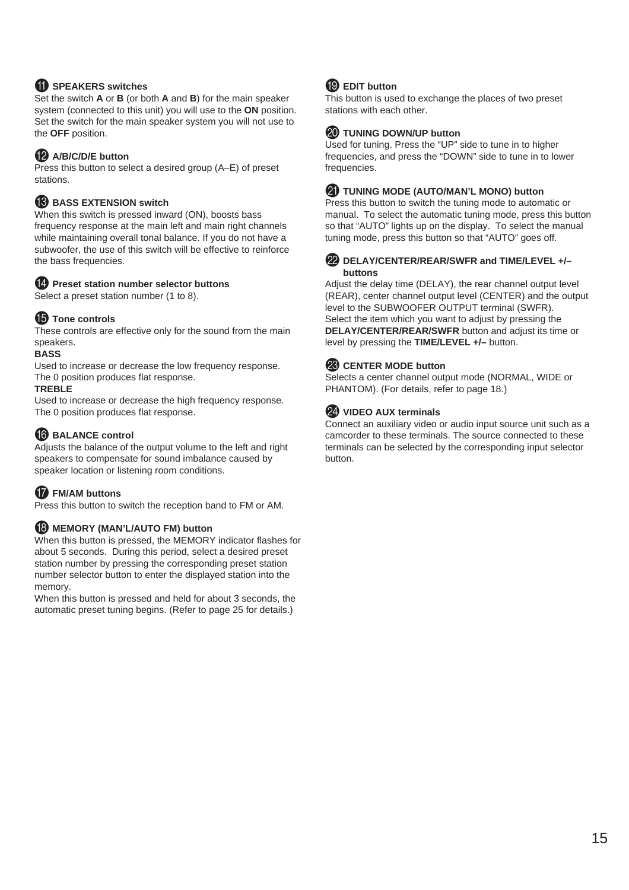### ⓫ SPEAKERS switches

Set the switch **A** or **B** (or both **A** and **B**) for the main speaker system (connected to this unit) you will use to the **ON** position. Set the switch for the main speaker system you will not use to the **OFF** position.

### ⓬ A/B/C/D/E button

Press this button to select a desired group (A–E) of preset stations.

### ⓭ BASS EXTENSION switch

When this switch is pressed inward (ON), boosts bass frequency response at the main left and main right channels while maintaining overall tonal balance. If you do not have a subwoofer, the use of this switch will be effective to reinforce the bass frequencies.

### ⓮ Preset station number selector buttons

Select a preset station number (1 to 8).

### ⓯ Tone controls

These controls are effective only for the sound from the main speakers.

**BASS**

Used to increase or decrease the low frequency response. The 0 position produces flat response.

**TREBLE**

Used to increase or decrease the high frequency response. The 0 position produces flat response.

### ⓰ BALANCE control

Adjusts the balance of the output volume to the left and right speakers to compensate for sound imbalance caused by speaker location or listening room conditions.

### ⓱ FM/AM buttons

Press this button to switch the reception band to FM or AM.

### ⓲ MEMORY (MAN’L/AUTO FM) button

When this button is pressed, the MEMORY indicator flashes for about 5 seconds. During this period, select a desired preset station number by pressing the corresponding preset station number selector button to enter the displayed station into the memory.

When this button is pressed and held for about 3 seconds, the automatic preset tuning begins. (Refer to page 25 for details.)

### ⓳ EDIT button

This button is used to exchange the places of two preset stations with each other.

### ⓴ TUNING DOWN/UP button

Used for tuning. Press the “UP” side to tune in to higher frequencies, and press the “DOWN” side to tune in to lower frequencies.

### ㉑ TUNING MODE (AUTO/MAN’L MONO) button

Press this button to switch the tuning mode to automatic or manual. To select the automatic tuning mode, press this button so that “AUTO” lights up on the display. To select the manual tuning mode, press this button so that “AUTO” goes off.

### ㉒ DELAY/CENTER/REAR/SWFR and TIME/LEVEL +/– buttons

Adjust the delay time (DELAY), the rear channel output level (REAR), center channel output level (CENTER) and the output level to the SUBWOOFER OUTPUT terminal (SWFR).

Select the item which you want to adjust by pressing the **DELAY/CENTER/REAR/SWFR** button and adjust its time or level by pressing the **TIME/LEVEL +/–** button.

### ㉓ CENTER MODE button

Selects a center channel output mode (NORMAL, WIDE or PHANTOM). (For details, refer to page 18.)

### ㉔ VIDEO AUX terminals

Connect an auxiliary video or audio input source unit such as a camcorder to these terminals. The source connected to these terminals can be selected by the corresponding input selector button.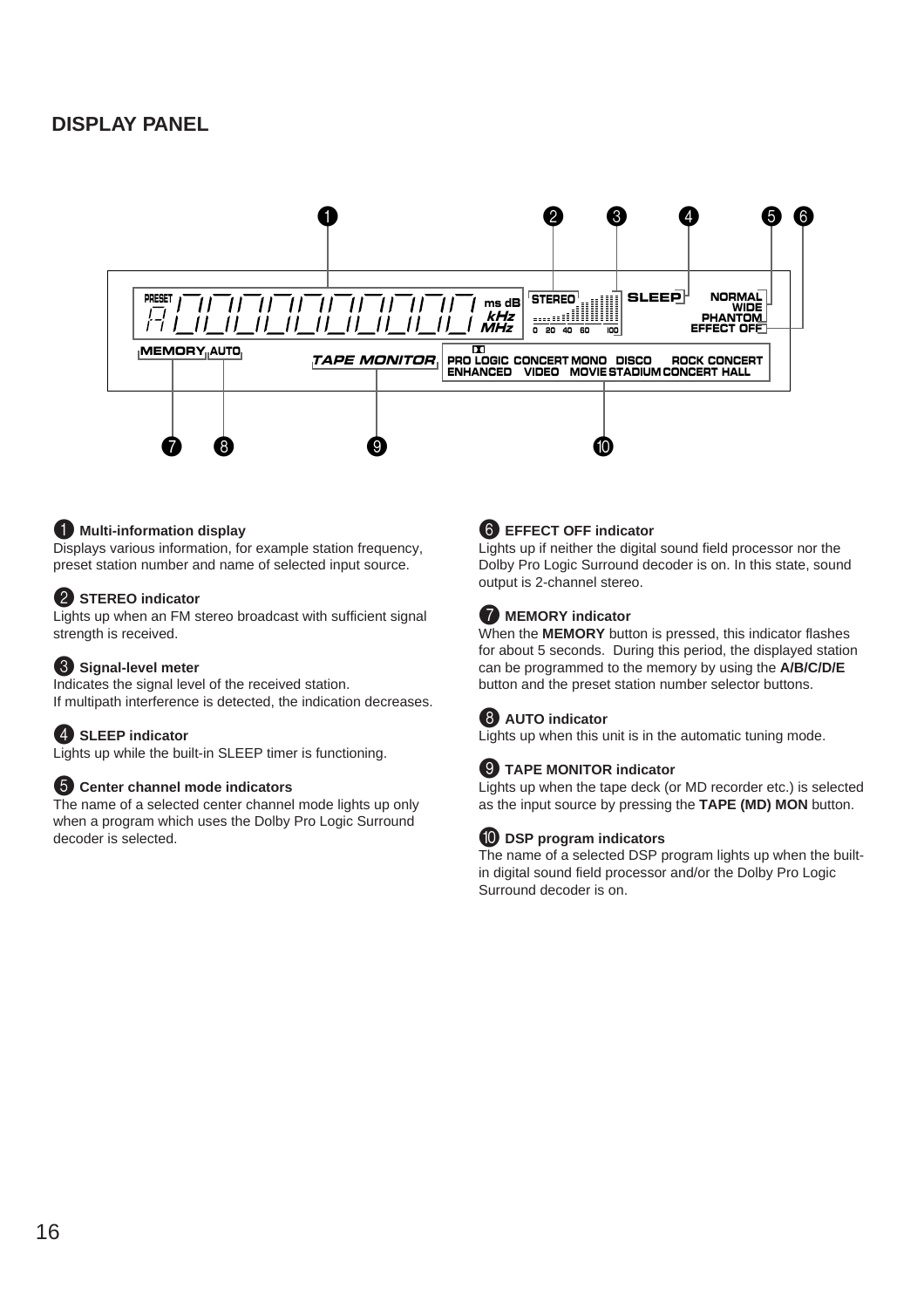## DISPLAY PANEL

**1 Multi-information display**
Displays various information, for example station frequency, preset station number and name of selected input source.

**2 STEREO indicator**
Lights up when an FM stereo broadcast with sufficient signal strength is received.

**3 Signal-level meter**
Indicates the signal level of the received station.
If multipath interference is detected, the indication decreases.

**4 SLEEP indicator**
Lights up while the built-in SLEEP timer is functioning.

**5 Center channel mode indicators**
The name of a selected center channel mode lights up only when a program which uses the Dolby Pro Logic Surround decoder is selected.

**6 EFFECT OFF indicator**
Lights up if neither the digital sound field processor nor the Dolby Pro Logic Surround decoder is on. In this state, sound output is 2-channel stereo.

**7 MEMORY indicator**
When the **MEMORY** button is pressed, this indicator flashes for about 5 seconds. During this period, the displayed station can be programmed to the memory by using the **A/B/C/D/E** button and the preset station number selector buttons.

**8 AUTO indicator**
Lights up when this unit is in the automatic tuning mode.

**9 TAPE MONITOR indicator**
Lights up when the tape deck (or MD recorder etc.) is selected as the input source by pressing the **TAPE (MD) MON** button.

**10 DSP program indicators**
The name of a selected DSP program lights up when the built-in digital sound field processor and/or the Dolby Pro Logic Surround decoder is on.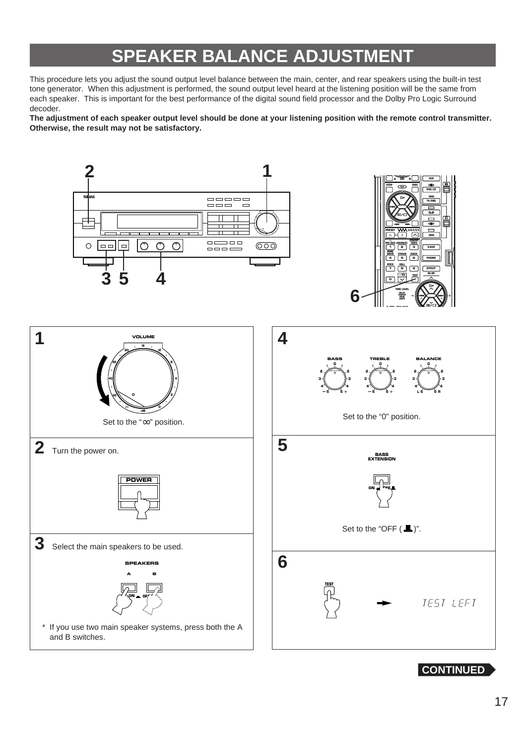# SPEAKER BALANCE ADJUSTMENT

This procedure lets you adjust the sound output level balance between the main, center, and rear speakers using the built-in test tone generator. When this adjustment is performed, the sound output level heard at the listening position will be the same from each speaker. This is important for the best performance of the digital sound field processor and the Dolby Pro Logic Surround decoder.

**The adjustment of each speaker output level should be done at your listening position with the remote control transmitter. Otherwise, the result may not be satisfactory.**

**1**

Set to the "∞" position.

**2** Turn the power on.

**3** Select the main speakers to be used.

* If you use two main speaker systems, press both the A and B switches.

**4**

Set to the "0" position.

**5**

Set to the "OFF ( ▟ )".

**6**

TEST → TEST LEFT

**CONTINUED**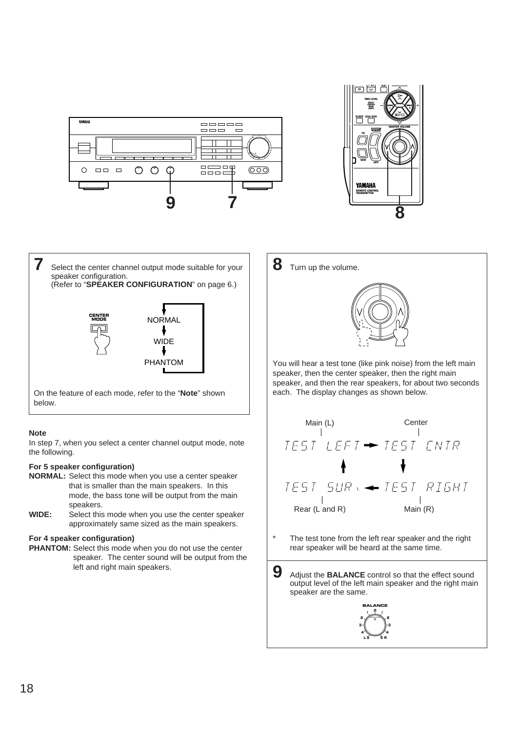**7** Select the center channel output mode suitable for your speaker configuration.
(Refer to "**SPEAKER CONFIGURATION**" on page 6.)

CENTER MODE

NORMAL → WIDE → PHANTOM

On the feature of each mode, refer to the "**Note**" shown below.

### Note

In step 7, when you select a center channel output mode, note the following.

**For 5 speaker configuration)**

**NORMAL:** Select this mode when you use a center speaker that is smaller than the main speakers. In this mode, the bass tone will be output from the main speakers.

**WIDE:** Select this mode when you use the center speaker approximately same sized as the main speakers.

**For 4 speaker configuration)**

**PHANTOM:** Select this mode when you do not use the center speaker. The center sound will be output from the left and right main speakers.

**8** Turn up the volume.

You will hear a test tone (like pink noise) from the left main speaker, then the center speaker, then the right main speaker, and then the rear speakers, for about two seconds each. The display changes as shown below.

Main (L): TEST LEFT → Center: TEST CNTR → Main (R): TEST RIGHT → Rear (L and R): TEST SUR → TEST LEFT

\* The test tone from the left rear speaker and the right rear speaker will be heard at the same time.

**9** Adjust the **BALANCE** control so that the effect sound output level of the left main speaker and the right main speaker are the same.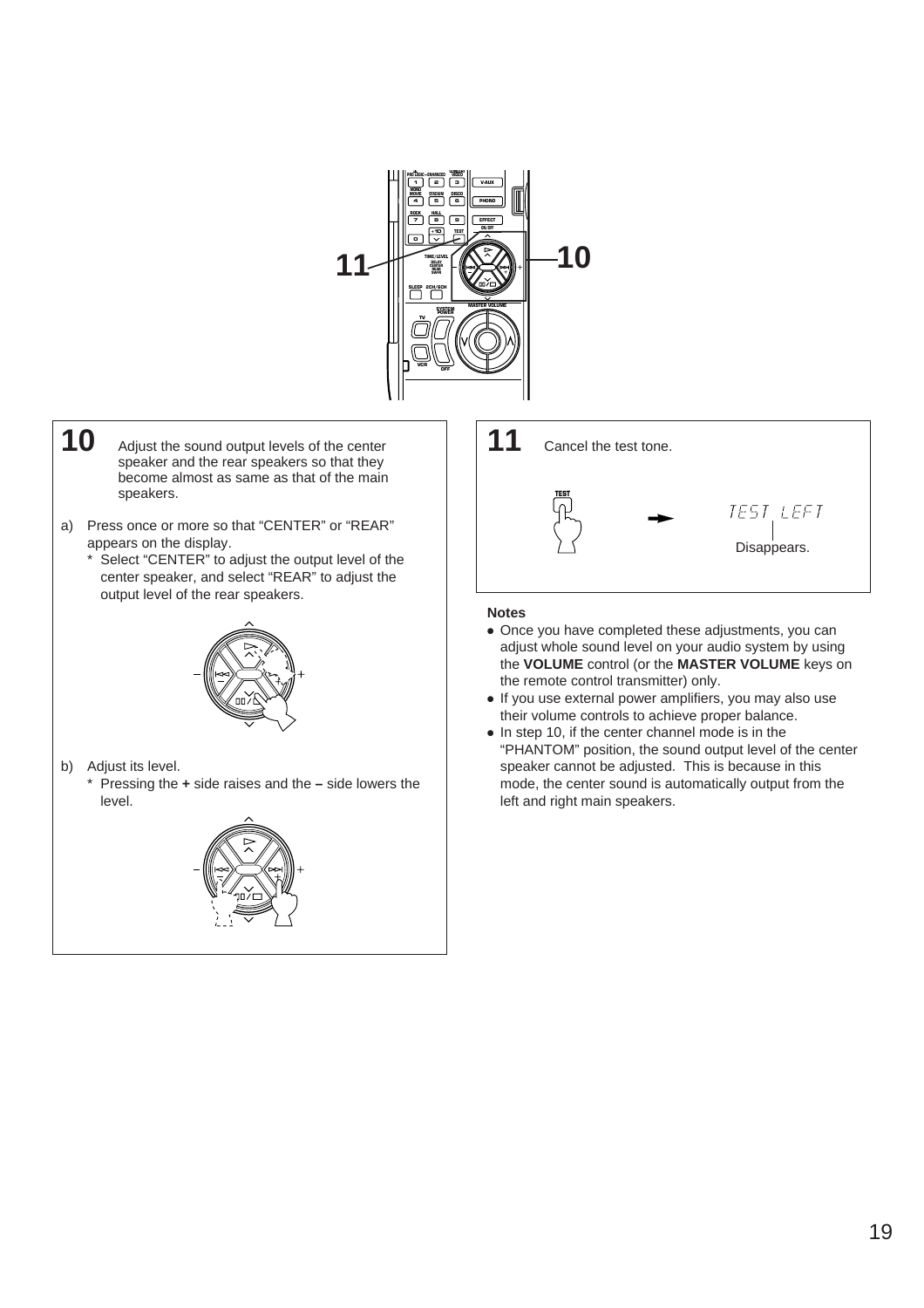## 10

Adjust the sound output levels of the center speaker and the rear speakers so that they become almost as same as that of the main speakers.

a) Press once or more so that “CENTER” or “REAR” appears on the display.
   * Select “CENTER” to adjust the output level of the center speaker, and select “REAR” to adjust the output level of the rear speakers.

b) Adjust its level.
   * Pressing the **+** side raises and the **–** side lowers the level.

## 11

Cancel the test tone.

TEST → TEST LEFT — Disappears.

**Notes**

- Once you have completed these adjustments, you can adjust whole sound level on your audio system by using the **VOLUME** control (or the **MASTER VOLUME** keys on the remote control transmitter) only.
- If you use external power amplifiers, you may also use their volume controls to achieve proper balance.
- In step 10, if the center channel mode is in the “PHANTOM” position, the sound output level of the center speaker cannot be adjusted. This is because in this mode, the center sound is automatically output from the left and right main speakers.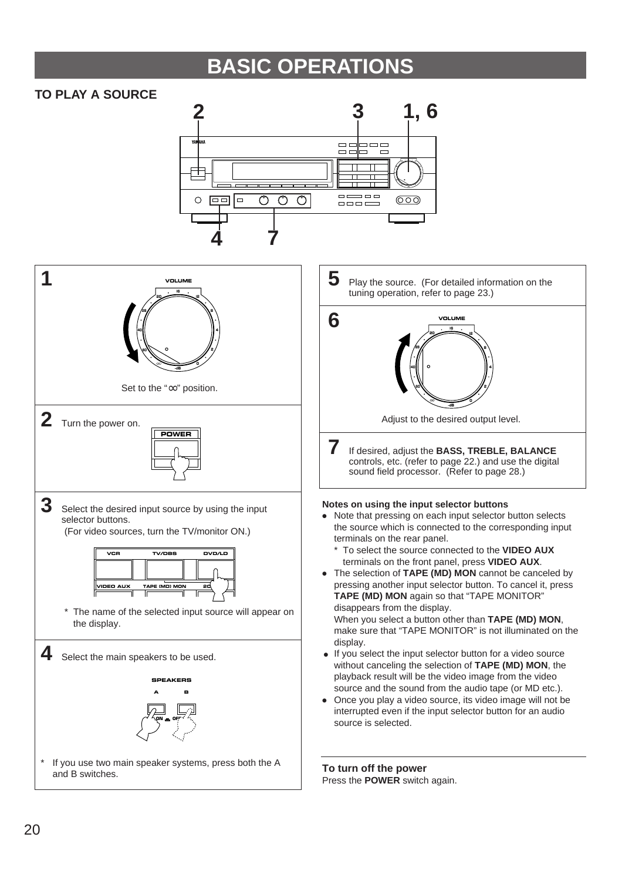# BASIC OPERATIONS

## TO PLAY A SOURCE

**1**

Set to the "∞" position.

**2** Turn the power on.

**3** Select the desired input source by using the input selector buttons.
(For video sources, turn the TV/monitor ON.)

* The name of the selected input source will appear on the display.

**4** Select the main speakers to be used.

* If you use two main speaker systems, press both the A and B switches.

**5** Play the source. (For detailed information on the tuning operation, refer to page 23.)

**6**

Adjust to the desired output level.

**7** If desired, adjust the **BASS, TREBLE, BALANCE** controls, etc. (refer to page 22.) and use the digital sound field processor. (Refer to page 28.)

**Notes on using the input selector buttons**

- Note that pressing on each input selector button selects the source which is connected to the corresponding input terminals on the rear panel.
  * To select the source connected to the **VIDEO AUX** terminals on the front panel, press **VIDEO AUX**.
- The selection of **TAPE (MD) MON** cannot be canceled by pressing another input selector button. To cancel it, press **TAPE (MD) MON** again so that "TAPE MONITOR" disappears from the display.
  When you select a button other than **TAPE (MD) MON**, make sure that "TAPE MONITOR" is not illuminated on the display.
- If you select the input selector button for a video source without canceling the selection of **TAPE (MD) MON**, the playback result will be the video image from the video source and the sound from the audio tape (or MD etc.).
- Once you play a video source, its video image will not be interrupted even if the input selector button for an audio source is selected.

**To turn off the power**
Press the **POWER** switch again.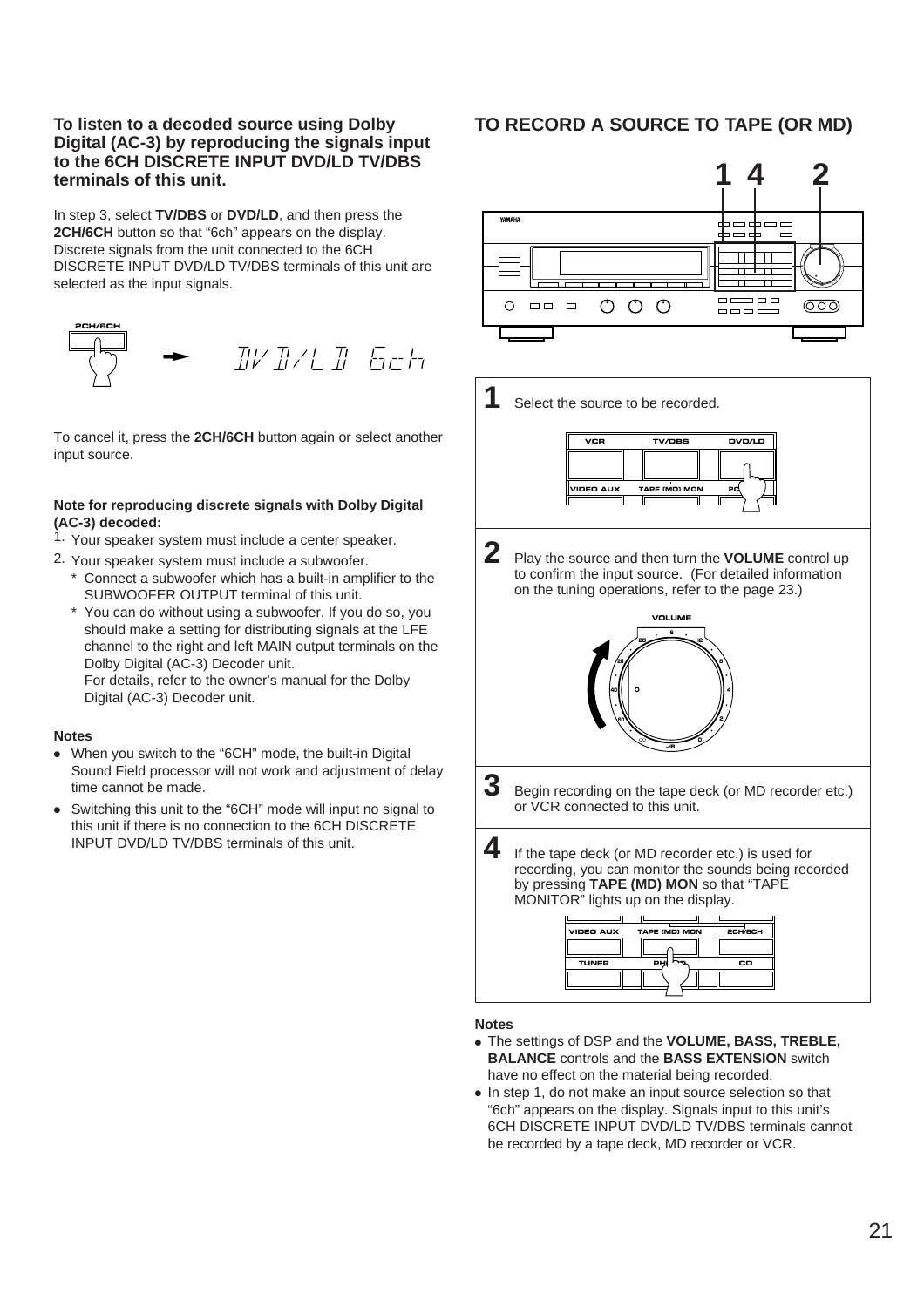### To listen to a decoded source using Dolby Digital (AC-3) by reproducing the signals input to the 6CH DISCRETE INPUT DVD/LD TV/DBS terminals of this unit.

In step 3, select **TV/DBS** or **DVD/LD**, and then press the **2CH/6CH** button so that “6ch” appears on the display. Discrete signals from the unit connected to the 6CH DISCRETE INPUT DVD/LD TV/DBS terminals of this unit are selected as the input signals.

To cancel it, press the **2CH/6CH** button again or select another input source.

**Note for reproducing discrete signals with Dolby Digital (AC-3) decoded:**

1. Your speaker system must include a center speaker.
2. Your speaker system must include a subwoofer.
   * Connect a subwoofer which has a built-in amplifier to the SUBWOOFER OUTPUT terminal of this unit.
   * You can do without using a subwoofer. If you do so, you should make a setting for distributing signals at the LFE channel to the right and left MAIN output terminals on the Dolby Digital (AC-3) Decoder unit.
   For details, refer to the owner’s manual for the Dolby Digital (AC-3) Decoder unit.

**Notes**

- When you switch to the “6CH” mode, the built-in Digital Sound Field processor will not work and adjustment of delay time cannot be made.
- Switching this unit to the “6CH” mode will input no signal to this unit if there is no connection to the 6CH DISCRETE INPUT DVD/LD TV/DBS terminals of this unit.

## TO RECORD A SOURCE TO TAPE (OR MD)

**1** Select the source to be recorded.

**2** Play the source and then turn the **VOLUME** control up to confirm the input source. (For detailed information on the tuning operations, refer to the page 23.)

**3** Begin recording on the tape deck (or MD recorder etc.) or VCR connected to this unit.

**4** If the tape deck (or MD recorder etc.) is used for recording, you can monitor the sounds being recorded by pressing **TAPE (MD) MON** so that “TAPE MONITOR” lights up on the display.

**Notes**

- The settings of DSP and the **VOLUME, BASS, TREBLE, BALANCE** controls and the **BASS EXTENSION** switch have no effect on the material being recorded.
- In step 1, do not make an input source selection so that “6ch” appears on the display. Signals input to this unit’s 6CH DISCRETE INPUT DVD/LD TV/DBS terminals cannot be recorded by a tape deck, MD recorder or VCR.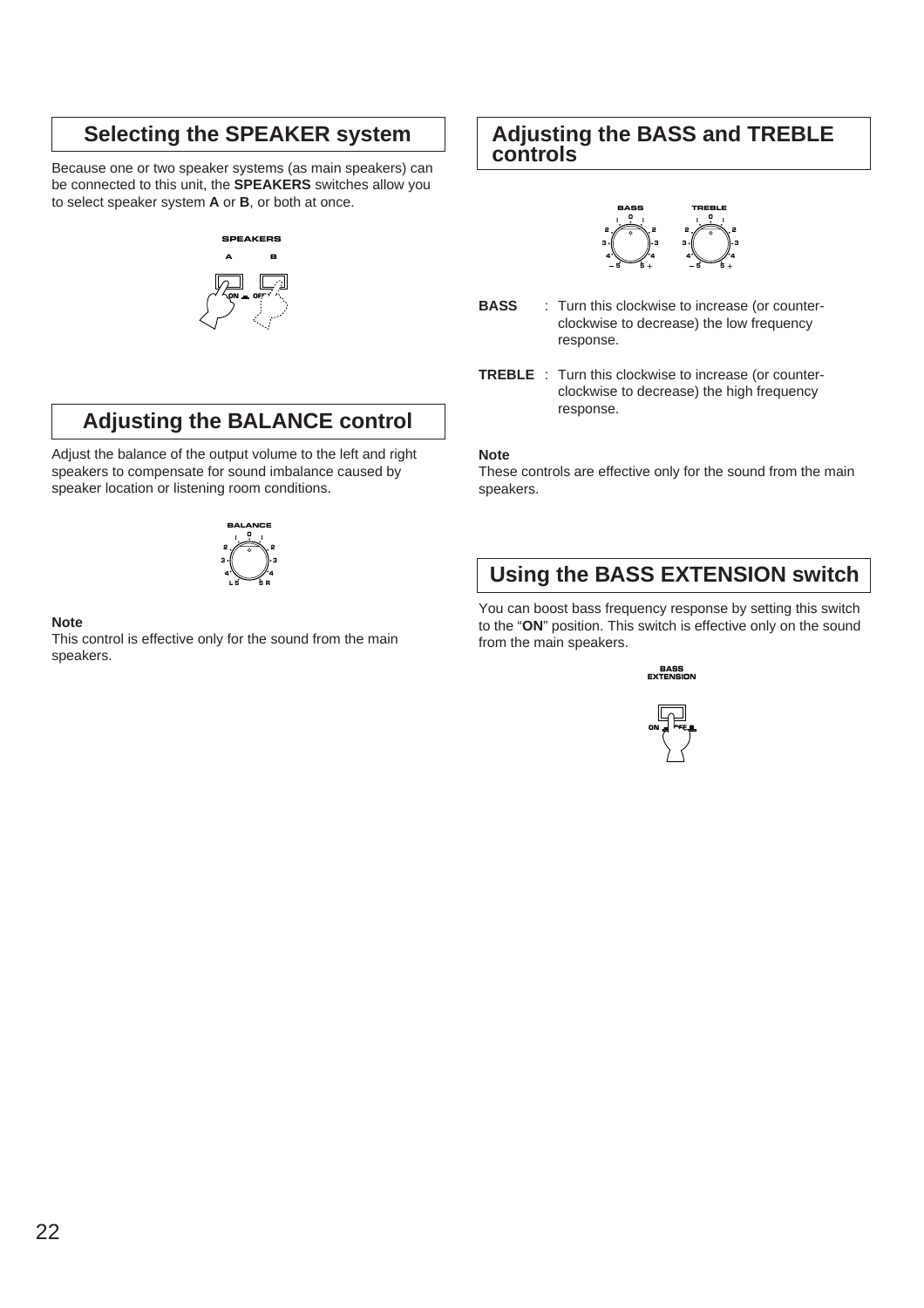## Selecting the SPEAKER system

Because one or two speaker systems (as main speakers) can be connected to this unit, the **SPEAKERS** switches allow you to select speaker system **A** or **B**, or both at once.

## Adjusting the BALANCE control

Adjust the balance of the output volume to the left and right speakers to compensate for sound imbalance caused by speaker location or listening room conditions.

**Note**

This control is effective only for the sound from the main speakers.

## Adjusting the BASS and TREBLE controls

**BASS** : Turn this clockwise to increase (or counter-clockwise to decrease) the low frequency response.

**TREBLE** : Turn this clockwise to increase (or counter-clockwise to decrease) the high frequency response.

**Note**

These controls are effective only for the sound from the main speakers.

## Using the BASS EXTENSION switch

You can boost bass frequency response by setting this switch to the "**ON**" position. This switch is effective only on the sound from the main speakers.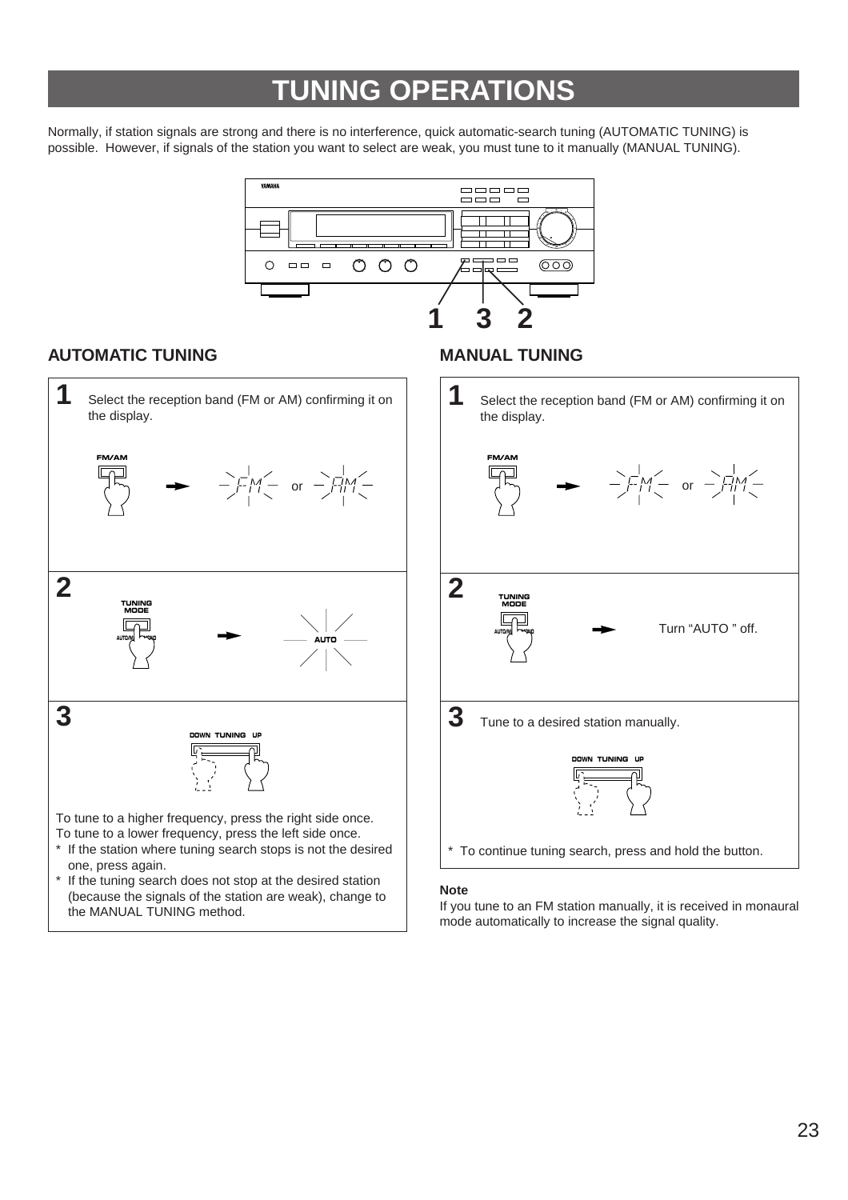# TUNING OPERATIONS

Normally, if station signals are strong and there is no interference, quick automatic-search tuning (AUTOMATIC TUNING) is possible. However, if signals of the station you want to select are weak, you must tune to it manually (MANUAL TUNING).

## AUTOMATIC TUNING

**1** Select the reception band (FM or AM) confirming it on the display.

FM/AM → FM or AM

**2**

TUNING MODE → AUTO

**3**

DOWN TUNING UP

To tune to a higher frequency, press the right side once.
To tune to a lower frequency, press the left side once.

* If the station where tuning search stops is not the desired one, press again.
* If the tuning search does not stop at the desired station (because the signals of the station are weak), change to the MANUAL TUNING method.

## MANUAL TUNING

**1** Select the reception band (FM or AM) confirming it on the display.

FM/AM → FM or AM

**2**

TUNING MODE → Turn "AUTO " off.

**3** Tune to a desired station manually.

DOWN TUNING UP

* To continue tuning search, press and hold the button.

**Note**

If you tune to an FM station manually, it is received in monaural mode automatically to increase the signal quality.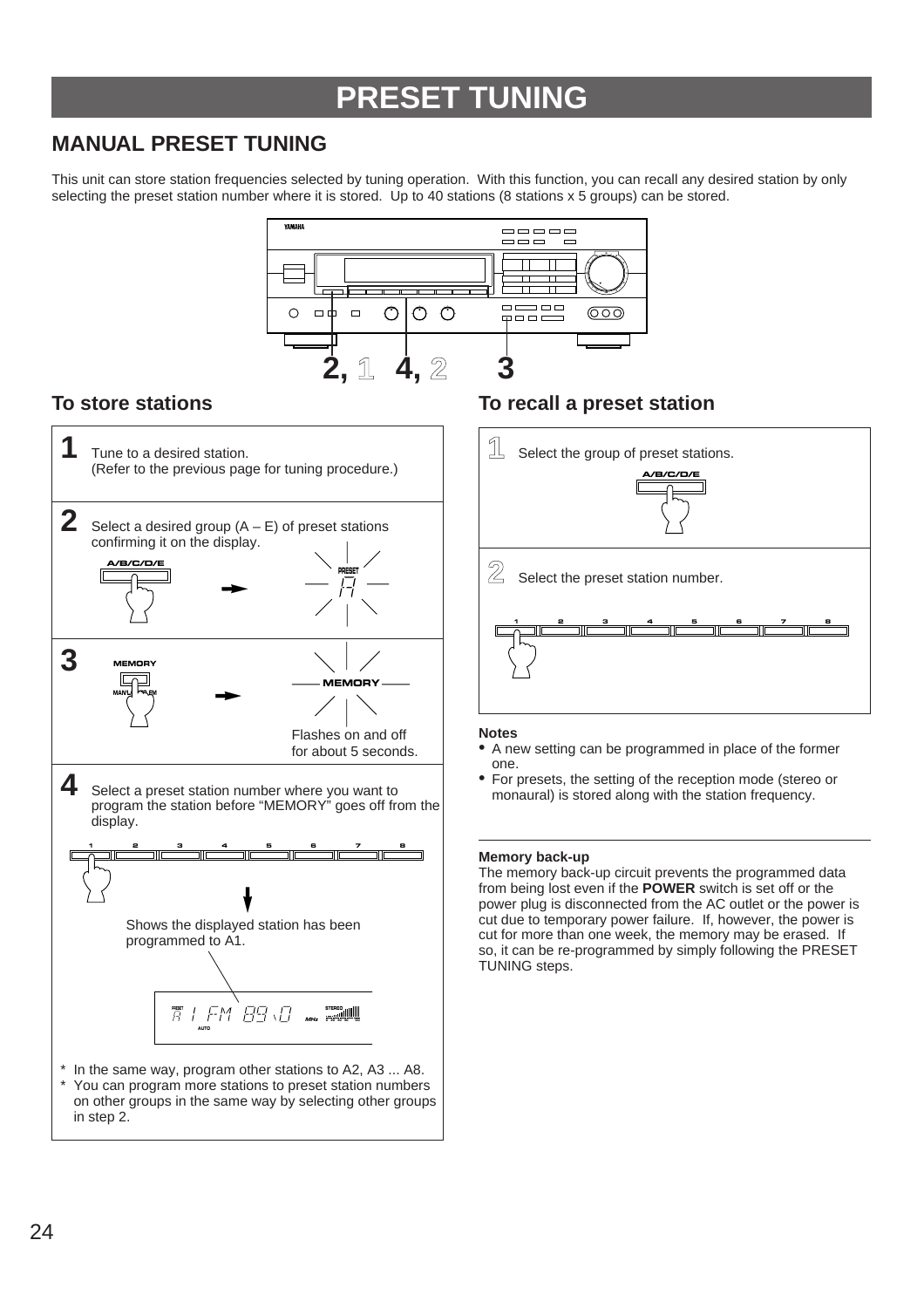# PRESET TUNING

## MANUAL PRESET TUNING

This unit can store station frequencies selected by tuning operation. With this function, you can recall any desired station by only selecting the preset station number where it is stored. Up to 40 stations (8 stations x 5 groups) can be stored.

2, 1  4, 2  3

### To store stations

**1** Tune to a desired station.
(Refer to the previous page for tuning procedure.)

**2** Select a desired group (A – E) of preset stations confirming it on the display.

A/B/C/D/E → PRESET A

**3** MEMORY → MEMORY

Flashes on and off for about 5 seconds.

**4** Select a preset station number where you want to program the station before "MEMORY" goes off from the display.

1 2 3 4 5 6 7 8

Shows the displayed station has been programmed to A1.

PRESET A 1 FM 89.0 MHz STEREO AUTO

* In the same way, program other stations to A2, A3 ... A8.
* You can program more stations to preset station numbers on other groups in the same way by selecting other groups in step 2.

### To recall a preset station

**1** Select the group of preset stations.

A/B/C/D/E

**2** Select the preset station number.

1 2 3 4 5 6 7 8

**Notes**

- A new setting can be programmed in place of the former one.
- For presets, the setting of the reception mode (stereo or monaural) is stored along with the station frequency.

**Memory back-up**

The memory back-up circuit prevents the programmed data from being lost even if the **POWER** switch is set off or the power plug is disconnected from the AC outlet or the power is cut due to temporary power failure. If, however, the power is cut for more than one week, the memory may be erased. If so, it can be re-programmed by simply following the PRESET TUNING steps.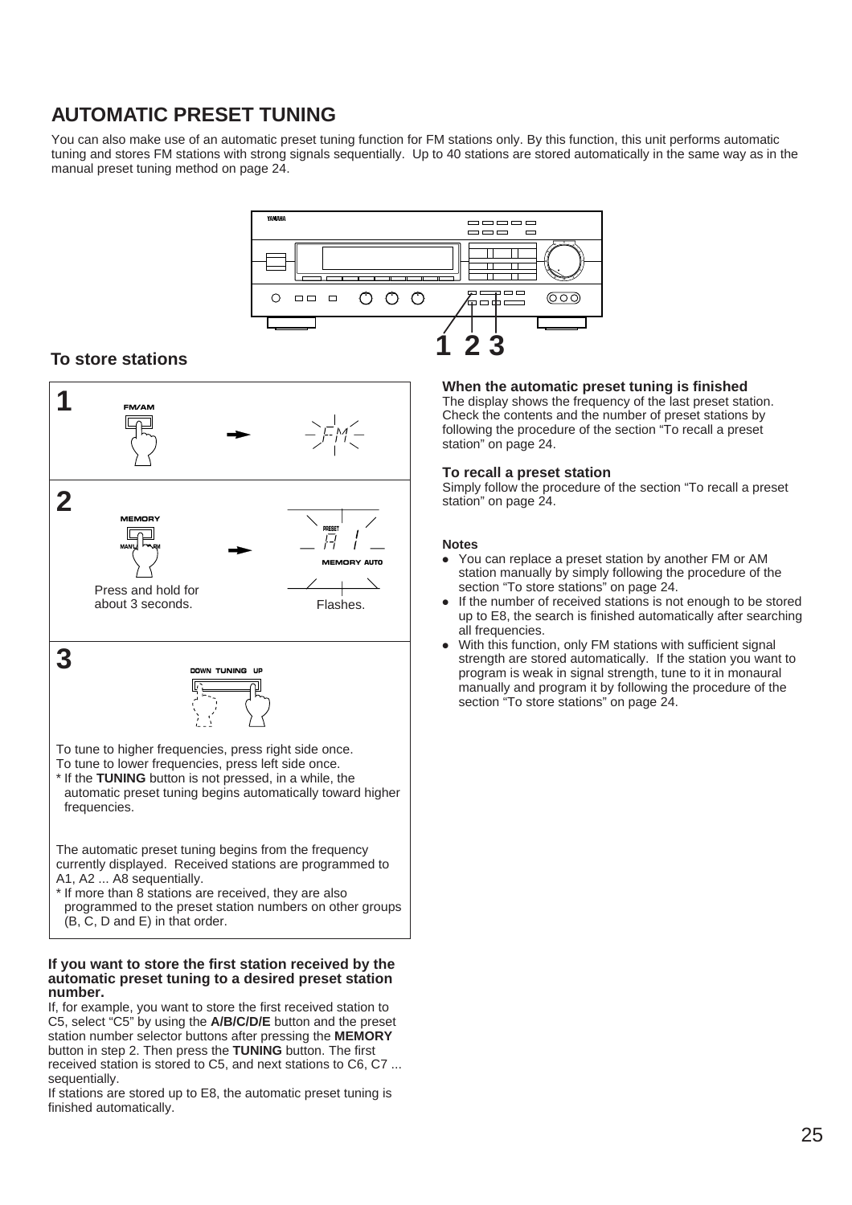## AUTOMATIC PRESET TUNING

You can also make use of an automatic preset tuning function for FM stations only. By this function, this unit performs automatic tuning and stores FM stations with strong signals sequentially. Up to 40 stations are stored automatically in the same way as in the manual preset tuning method on page 24.

### To store stations

**1**

FM/AM

**2**

MEMORY

Press and hold for about 3 seconds.

Flashes.

**3**

DOWN TUNING UP

To tune to higher frequencies, press right side once.
To tune to lower frequencies, press left side once.
* If the **TUNING** button is not pressed, in a while, the automatic preset tuning begins automatically toward higher frequencies.

The automatic preset tuning begins from the frequency currently displayed. Received stations are programmed to A1, A2 ... A8 sequentially.
* If more than 8 stations are received, they are also programmed to the preset station numbers on other groups (B, C, D and E) in that order.

#### If you want to store the first station received by the automatic preset tuning to a desired preset station number.

If, for example, you want to store the first received station to C5, select "C5" by using the **A/B/C/D/E** button and the preset station number selector buttons after pressing the **MEMORY** button in step 2. Then press the **TUNING** button. The first received station is stored to C5, and next stations to C6, C7 ... sequentially.
If stations are stored up to E8, the automatic preset tuning is finished automatically.

#### When the automatic preset tuning is finished

The display shows the frequency of the last preset station. Check the contents and the number of preset stations by following the procedure of the section "To recall a preset station" on page 24.

#### To recall a preset station

Simply follow the procedure of the section "To recall a preset station" on page 24.

#### Notes

- You can replace a preset station by another FM or AM station manually by simply following the procedure of the section "To store stations" on page 24.
- If the number of received stations is not enough to be stored up to E8, the search is finished automatically after searching all frequencies.
- With this function, only FM stations with sufficient signal strength are stored automatically. If the station you want to program is weak in signal strength, tune to it in monaural manually and program it by following the procedure of the section "To store stations" on page 24.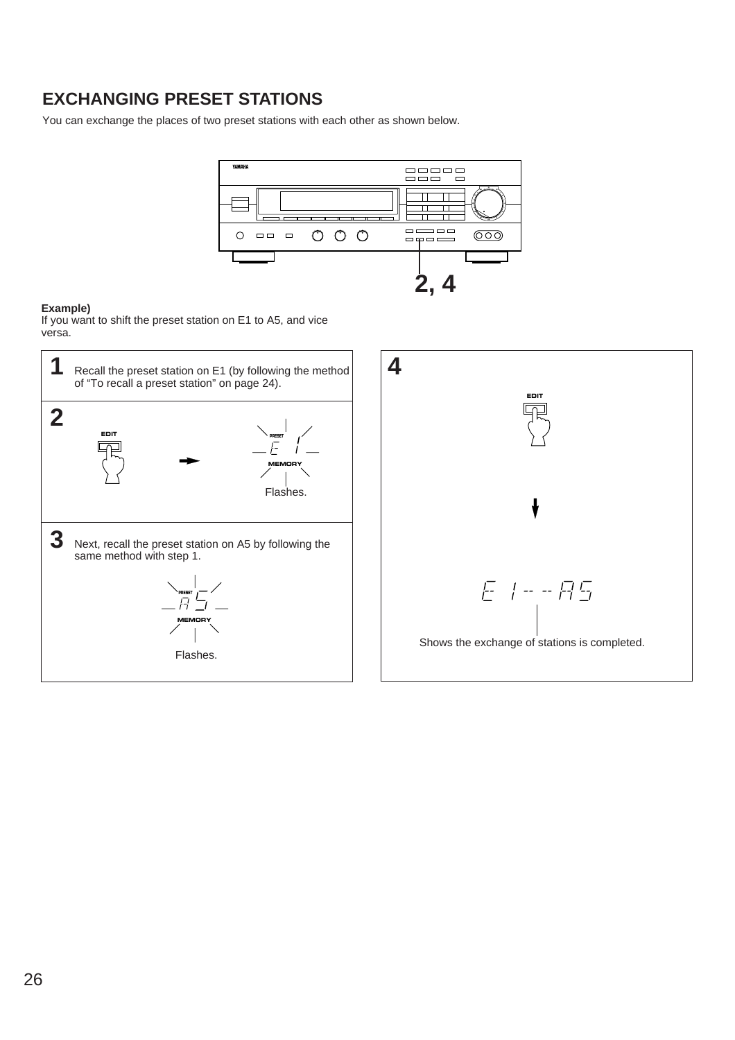## EXCHANGING PRESET STATIONS

You can exchange the places of two preset stations with each other as shown below.

2, 4

**Example)**
If you want to shift the preset station on E1 to A5, and vice versa.

**1** Recall the preset station on E1 (by following the method of "To recall a preset station" on page 24).

**2**

EDIT

PRESET E 1 MEMORY

Flashes.

**3** Next, recall the preset station on A5 by following the same method with step 1.

PRESET A 5 MEMORY

Flashes.

**4**

EDIT

E 1 - - A 5

Shows the exchange of stations is completed.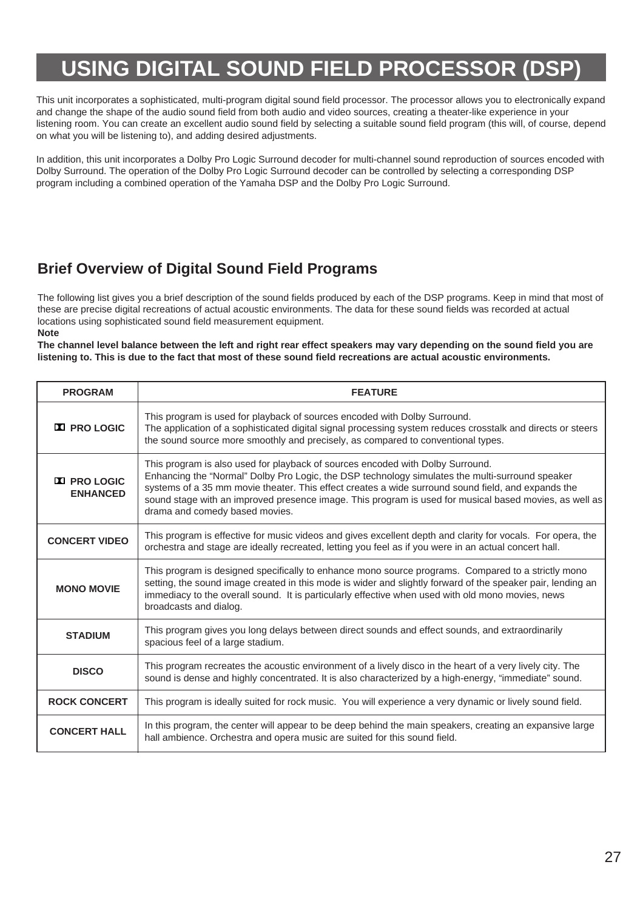# USING DIGITAL SOUND FIELD PROCESSOR (DSP)

This unit incorporates a sophisticated, multi-program digital sound field processor. The processor allows you to electronically expand and change the shape of the audio sound field from both audio and video sources, creating a theater-like experience in your listening room. You can create an excellent audio sound field by selecting a suitable sound field program (this will, of course, depend on what you will be listening to), and adding desired adjustments.

In addition, this unit incorporates a Dolby Pro Logic Surround decoder for multi-channel sound reproduction of sources encoded with Dolby Surround. The operation of the Dolby Pro Logic Surround decoder can be controlled by selecting a corresponding DSP program including a combined operation of the Yamaha DSP and the Dolby Pro Logic Surround.

## Brief Overview of Digital Sound Field Programs

The following list gives you a brief description of the sound fields produced by each of the DSP programs. Keep in mind that most of these are precise digital recreations of actual acoustic environments. The data for these sound fields was recorded at actual locations using sophisticated sound field measurement equipment.

**Note**

**The channel level balance between the left and right rear effect speakers may vary depending on the sound field you are listening to. This is due to the fact that most of these sound field recreations are actual acoustic environments.**

| PROGRAM | FEATURE |
|---|---|
| ⅅⅅ PRO LOGIC | This program is used for playback of sources encoded with Dolby Surround. The application of a sophisticated digital signal processing system reduces crosstalk and directs or steers the sound source more smoothly and precisely, as compared to conventional types. |
| ⅅⅅ PRO LOGIC ENHANCED | This program is also used for playback of sources encoded with Dolby Surround. Enhancing the "Normal" Dolby Pro Logic, the DSP technology simulates the multi-surround speaker systems of a 35 mm movie theater. This effect creates a wide surround sound field, and expands the sound stage with an improved presence image. This program is used for musical based movies, as well as drama and comedy based movies. |
| CONCERT VIDEO | This program is effective for music videos and gives excellent depth and clarity for vocals. For opera, the orchestra and stage are ideally recreated, letting you feel as if you were in an actual concert hall. |
| MONO MOVIE | This program is designed specifically to enhance mono source programs. Compared to a strictly mono setting, the sound image created in this mode is wider and slightly forward of the speaker pair, lending an immediacy to the overall sound. It is particularly effective when used with old mono movies, news broadcasts and dialog. |
| STADIUM | This program gives you long delays between direct sounds and effect sounds, and extraordinarily spacious feel of a large stadium. |
| DISCO | This program recreates the acoustic environment of a lively disco in the heart of a very lively city. The sound is dense and highly concentrated. It is also characterized by a high-energy, "immediate" sound. |
| ROCK CONCERT | This program is ideally suited for rock music. You will experience a very dynamic or lively sound field. |
| CONCERT HALL | In this program, the center will appear to be deep behind the main speakers, creating an expansive large hall ambience. Orchestra and opera music are suited for this sound field. |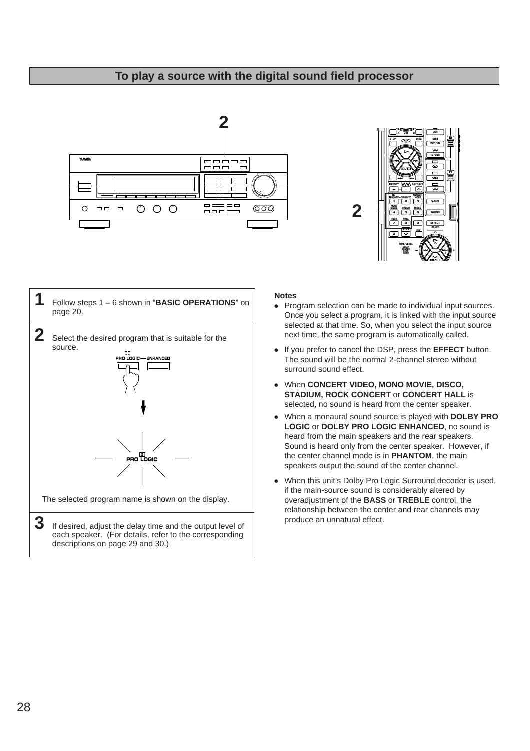## To play a source with the digital sound field processor

**1** Follow steps 1 – 6 shown in "**BASIC OPERATIONS**" on page 20.

**2** Select the desired program that is suitable for the source.

The selected program name is shown on the display.

**3** If desired, adjust the delay time and the output level of each speaker. (For details, refer to the corresponding descriptions on page 29 and 30.)

**Notes**

- Program selection can be made to individual input sources. Once you select a program, it is linked with the input source selected at that time. So, when you select the input source next time, the same program is automatically called.
- If you prefer to cancel the DSP, press the **EFFECT** button. The sound will be the normal 2-channel stereo without surround sound effect.
- When **CONCERT VIDEO, MONO MOVIE, DISCO, STADIUM, ROCK CONCERT** or **CONCERT HALL** is selected, no sound is heard from the center speaker.
- When a monaural sound source is played with **DOLBY PRO LOGIC** or **DOLBY PRO LOGIC ENHANCED**, no sound is heard from the main speakers and the rear speakers. Sound is heard only from the center speaker. However, if the center channel mode is in **PHANTOM**, the main speakers output the sound of the center channel.
- When this unit's Dolby Pro Logic Surround decoder is used, if the main-source sound is considerably altered by overadjustment of the **BASS** or **TREBLE** control, the relationship between the center and rear channels may produce an unnatural effect.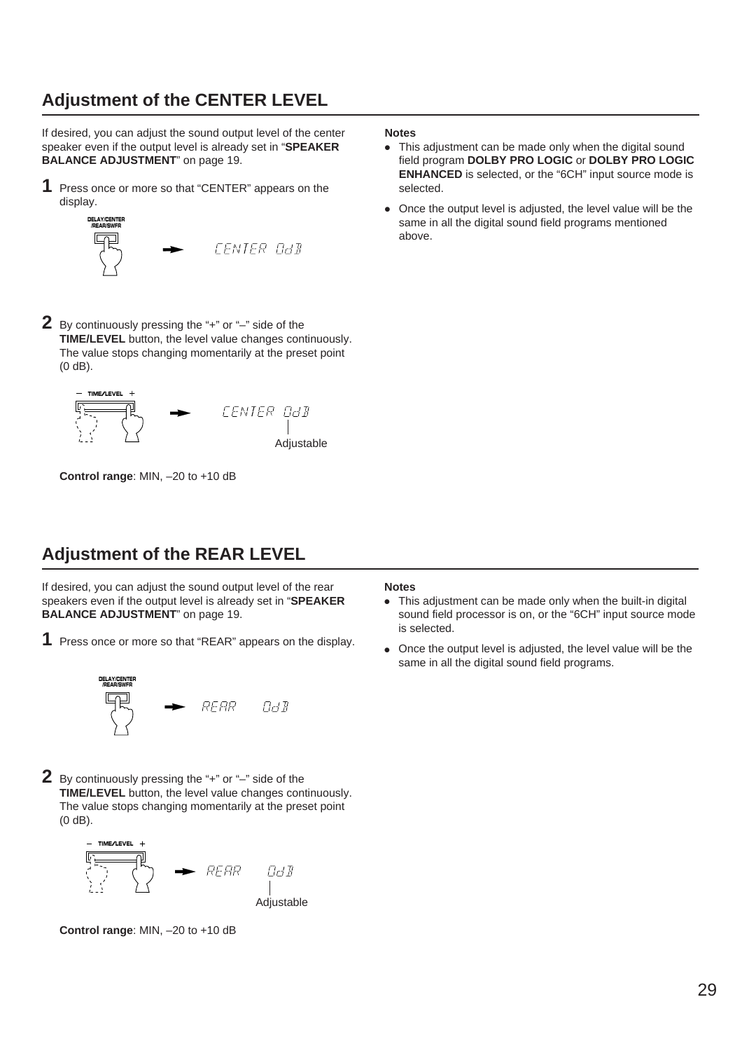## Adjustment of the CENTER LEVEL

If desired, you can adjust the sound output level of the center speaker even if the output level is already set in "**SPEAKER BALANCE ADJUSTMENT**" on page 19.

**1** Press once or more so that "CENTER" appears on the display.

DELAY/CENTER /REAR/SWFR → CENTER 0dB

**2** By continuously pressing the "+" or "–" side of the **TIME/LEVEL** button, the level value changes continuously. The value stops changing momentarily at the preset point (0 dB).

– TIME/LEVEL + → CENTER 0dB

Adjustable

**Control range**: MIN, –20 to +10 dB

**Notes**

- This adjustment can be made only when the digital sound field program **DOLBY PRO LOGIC** or **DOLBY PRO LOGIC ENHANCED** is selected, or the "6CH" input source mode is selected.
- Once the output level is adjusted, the level value will be the same in all the digital sound field programs mentioned above.

## Adjustment of the REAR LEVEL

If desired, you can adjust the sound output level of the rear speakers even if the output level is already set in "**SPEAKER BALANCE ADJUSTMENT**" on page 19.

**1** Press once or more so that "REAR" appears on the display.

DELAY/CENTER /REAR/SWFR → REAR 0dB

**2** By continuously pressing the "+" or "–" side of the **TIME/LEVEL** button, the level value changes continuously. The value stops changing momentarily at the preset point (0 dB).

– TIME/LEVEL + → REAR 0dB

Adjustable

**Control range**: MIN, –20 to +10 dB

**Notes**

- This adjustment can be made only when the built-in digital sound field processor is on, or the "6CH" input source mode is selected.
- Once the output level is adjusted, the level value will be the same in all the digital sound field programs.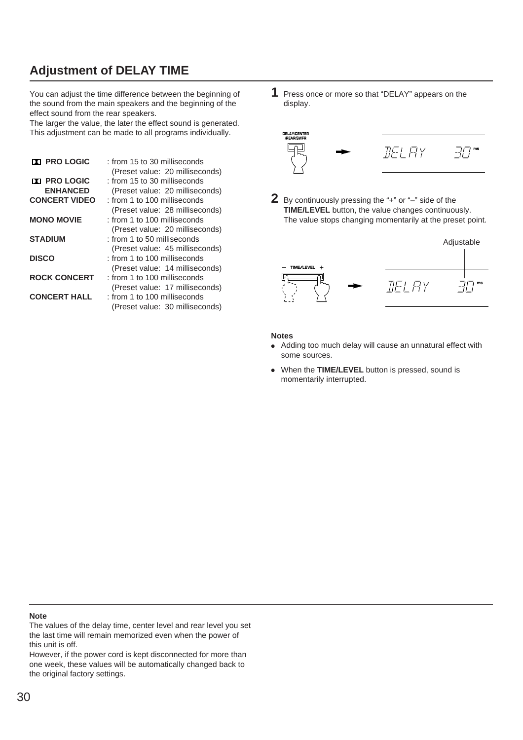## Adjustment of DELAY TIME

You can adjust the time difference between the beginning of the sound from the main speakers and the beginning of the effect sound from the rear speakers.
The larger the value, the later the effect sound is generated.
This adjustment can be made to all programs individually.

| Program | Range |
|---|---|
| **DOLBY PRO LOGIC** | : from 15 to 30 milliseconds (Preset value: 20 milliseconds) |
| **DOLBY PRO LOGIC ENHANCED** | : from 15 to 30 milliseconds (Preset value: 20 milliseconds) |
| **CONCERT VIDEO** | : from 1 to 100 milliseconds (Preset value: 28 milliseconds) |
| **MONO MOVIE** | : from 1 to 100 milliseconds (Preset value: 20 milliseconds) |
| **STADIUM** | : from 1 to 50 milliseconds (Preset value: 45 milliseconds) |
| **DISCO** | : from 1 to 100 milliseconds (Preset value: 14 milliseconds) |
| **ROCK CONCERT** | : from 1 to 100 milliseconds (Preset value: 17 milliseconds) |
| **CONCERT HALL** | : from 1 to 100 milliseconds (Preset value: 30 milliseconds) |

**1** Press once or more so that "DELAY" appears on the display.

DELAY/CENTER /REAR/SWFR → DELAY 30 ms

**2** By continuously pressing the "+" or "–" side of the **TIME/LEVEL** button, the value changes continuously. The value stops changing momentarily at the preset point.

– TIME/LEVEL + → DELAY 30 ms (Adjustable)

**Notes**

- Adding too much delay will cause an unnatural effect with some sources.
- When the **TIME/LEVEL** button is pressed, sound is momentarily interrupted.

**Note**

The values of the delay time, center level and rear level you set the last time will remain memorized even when the power of this unit is off.
However, if the power cord is kept disconnected for more than one week, these values will be automatically changed back to the original factory settings.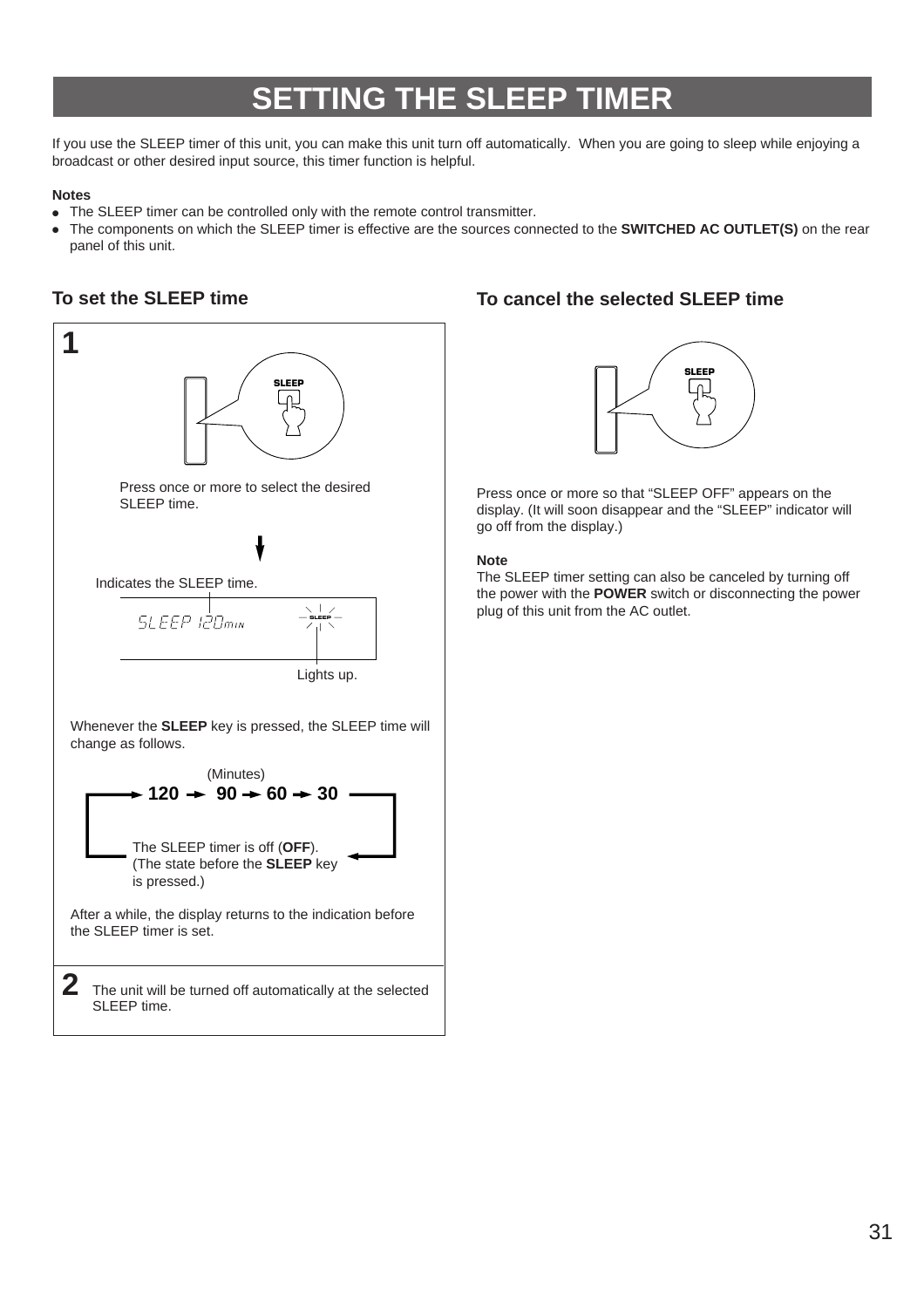# SETTING THE SLEEP TIMER

If you use the SLEEP timer of this unit, you can make this unit turn off automatically. When you are going to sleep while enjoying a broadcast or other desired input source, this timer function is helpful.

**Notes**

- The SLEEP timer can be controlled only with the remote control transmitter.
- The components on which the SLEEP timer is effective are the sources connected to the **SWITCHED AC OUTLET(S)** on the rear panel of this unit.

## To set the SLEEP time

**1**

SLEEP

Press once or more to select the desired SLEEP time.

Indicates the SLEEP time.

SLEEP 120MIN

SLEEP

Lights up.

Whenever the **SLEEP** key is pressed, the SLEEP time will change as follows.

(Minutes)

→ **120** → **90** → **60** → **30** →

The SLEEP timer is off (**OFF**).
(The state before the **SLEEP** key is pressed.)

After a while, the display returns to the indication before the SLEEP timer is set.

**2** The unit will be turned off automatically at the selected SLEEP time.

## To cancel the selected SLEEP time

SLEEP

Press once or more so that "SLEEP OFF" appears on the display. (It will soon disappear and the "SLEEP" indicator will go off from the display.)

**Note**

The SLEEP timer setting can also be canceled by turning off the power with the **POWER** switch or disconnecting the power plug of this unit from the AC outlet.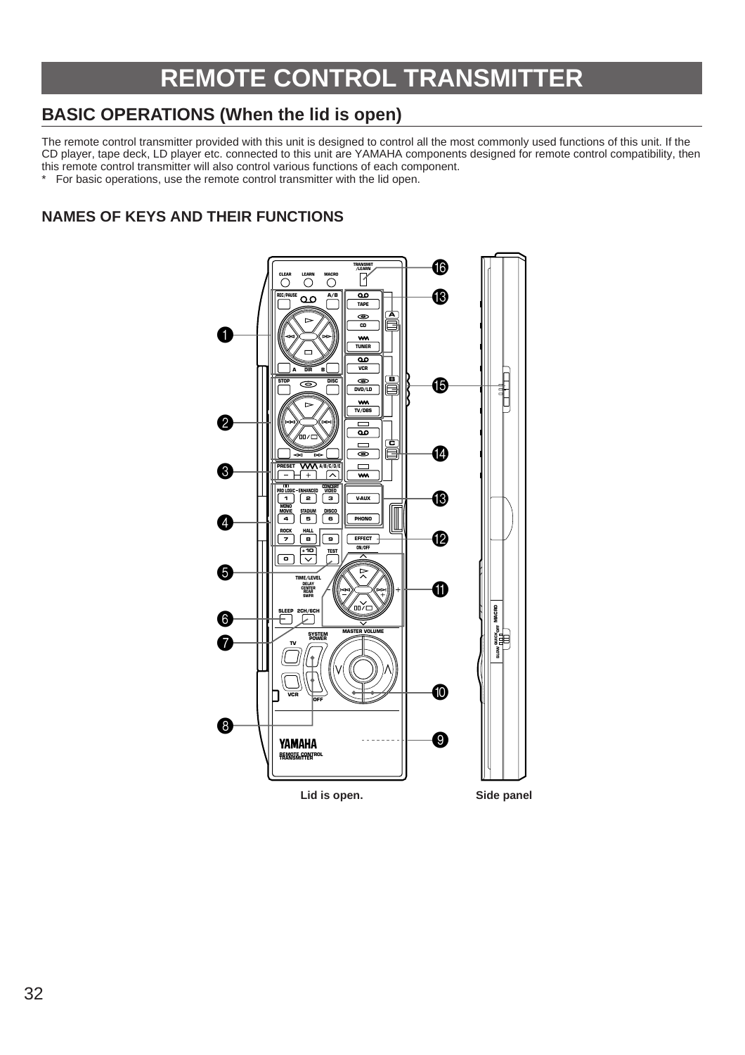# REMOTE CONTROL TRANSMITTER

## BASIC OPERATIONS (When the lid is open)

The remote control transmitter provided with this unit is designed to control all the most commonly used functions of this unit. If the CD player, tape deck, LD player etc. connected to this unit are YAMAHA components designed for remote control compatibility, then this remote control transmitter will also control various functions of each component.

\* For basic operations, use the remote control transmitter with the lid open.

### NAMES OF KEYS AND THEIR FUNCTIONS

Lid is open.

Side panel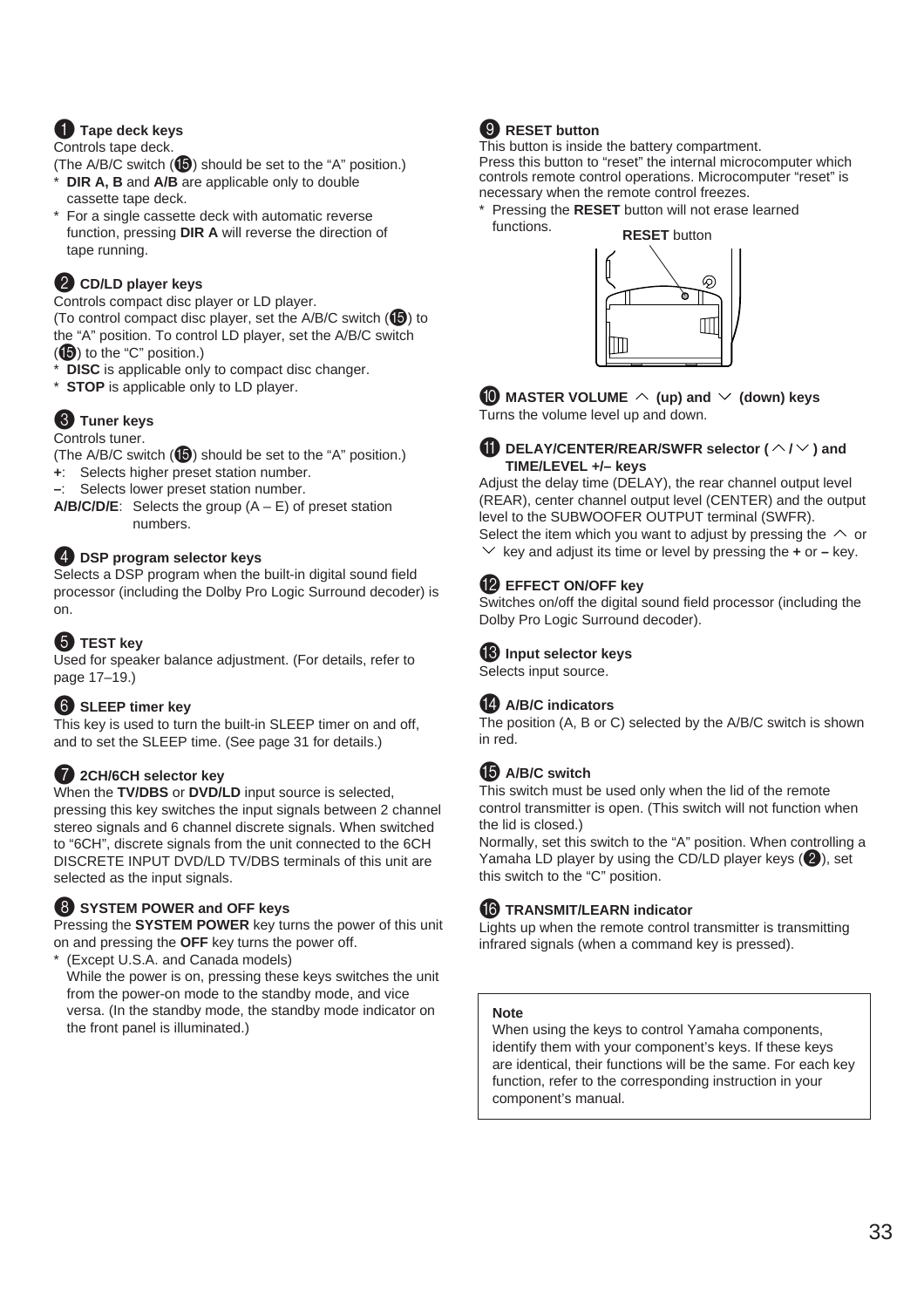### ❶ Tape deck keys

Controls tape deck.
(The A/B/C switch (⓯) should be set to the "A" position.)

- * **DIR A, B** and **A/B** are applicable only to double cassette tape deck.
- * For a single cassette deck with automatic reverse function, pressing **DIR A** will reverse the direction of tape running.

### ❷ CD/LD player keys

Controls compact disc player or LD player.
(To control compact disc player, set the A/B/C switch (⓯) to the "A" position. To control LD player, set the A/B/C switch (⓯) to the "C" position.)

- * **DISC** is applicable only to compact disc changer.
- * **STOP** is applicable only to LD player.

### ❸ Tuner keys

Controls tuner.
(The A/B/C switch (⓯) should be set to the "A" position.)

**+**: Selects higher preset station number.
**–**: Selects lower preset station number.
**A/B/C/D/E**: Selects the group (A – E) of preset station numbers.

### ❹ DSP program selector keys

Selects a DSP program when the built-in digital sound field processor (including the Dolby Pro Logic Surround decoder) is on.

### ❺ TEST key

Used for speaker balance adjustment. (For details, refer to page 17–19.)

### ❻ SLEEP timer key

This key is used to turn the built-in SLEEP timer on and off, and to set the SLEEP time. (See page 31 for details.)

### ❼ 2CH/6CH selector key

When the **TV/DBS** or **DVD/LD** input source is selected, pressing this key switches the input signals between 2 channel stereo signals and 6 channel discrete signals. When switched to "6CH", discrete signals from the unit connected to the 6CH DISCRETE INPUT DVD/LD TV/DBS terminals of this unit are selected as the input signals.

### ❽ SYSTEM POWER and OFF keys

Pressing the **SYSTEM POWER** key turns the power of this unit on and pressing the **OFF** key turns the power off.

- * (Except U.S.A. and Canada models)
  While the power is on, pressing these keys switches the unit from the power-on mode to the standby mode, and vice versa. (In the standby mode, the standby mode indicator on the front panel is illuminated.)

### ❾ RESET button

This button is inside the battery compartment.
Press this button to "reset" the internal microcomputer which controls remote control operations. Microcomputer "reset" is necessary when the remote control freezes.

- * Pressing the **RESET** button will not erase learned functions.

**RESET** button

### ❿ MASTER VOLUME ︿ (up) and ﹀ (down) keys

Turns the volume level up and down.

### ⓫ DELAY/CENTER/REAR/SWFR selector (︿/﹀) and TIME/LEVEL +/– keys

Adjust the delay time (DELAY), the rear channel output level (REAR), center channel output level (CENTER) and the output level to the SUBWOOFER OUTPUT terminal (SWFR).
Select the item which you want to adjust by pressing the ︿ or ﹀ key and adjust its time or level by pressing the **+** or **–** key.

### ⓬ EFFECT ON/OFF key

Switches on/off the digital sound field processor (including the Dolby Pro Logic Surround decoder).

### ⓭ Input selector keys

Selects input source.

### ⓮ A/B/C indicators

The position (A, B or C) selected by the A/B/C switch is shown in red.

### ⓯ A/B/C switch

This switch must be used only when the lid of the remote control transmitter is open. (This switch will not function when the lid is closed.)
Normally, set this switch to the "A" position. When controlling a Yamaha LD player by using the CD/LD player keys (❷), set this switch to the "C" position.

### ⓰ TRANSMIT/LEARN indicator

Lights up when the remote control transmitter is transmitting infrared signals (when a command key is pressed).

**Note**

When using the keys to control Yamaha components, identify them with your component's keys. If these keys are identical, their functions will be the same. For each key function, refer to the corresponding instruction in your component's manual.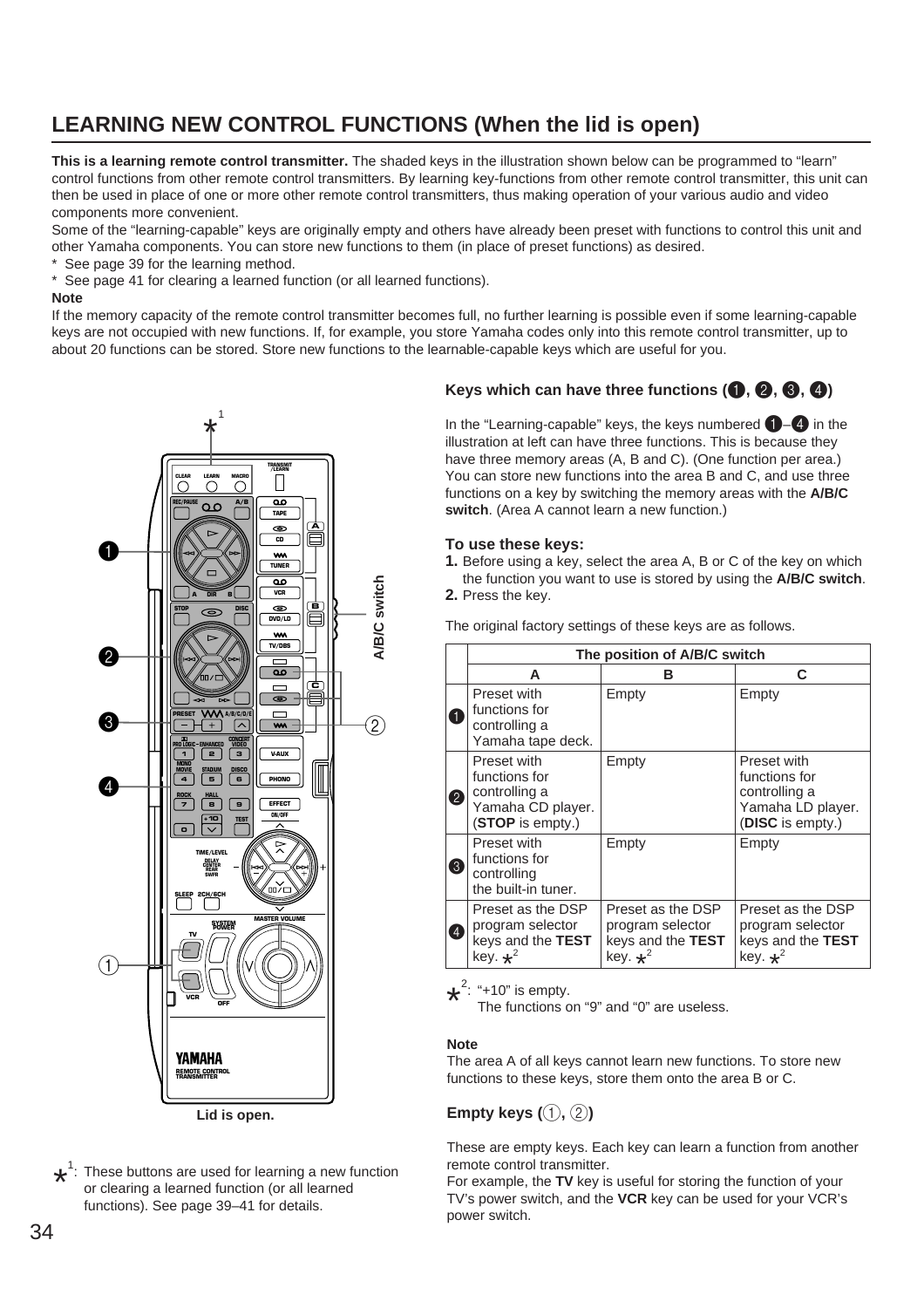# LEARNING NEW CONTROL FUNCTIONS (When the lid is open)

**This is a learning remote control transmitter.** The shaded keys in the illustration shown below can be programmed to "learn" control functions from other remote control transmitters. By learning key-functions from other remote control transmitter, this unit can then be used in place of one or more other remote control transmitters, thus making operation of your various audio and video components more convenient.

Some of the "learning-capable" keys are originally empty and others have already been preset with functions to control this unit and other Yamaha components. You can store new functions to them (in place of preset functions) as desired.

* See page 39 for the learning method.
* See page 41 for clearing a learned function (or all learned functions).

**Note**

If the memory capacity of the remote control transmitter becomes full, no further learning is possible even if some learning-capable keys are not occupied with new functions. If, for example, you store Yamaha codes only into this remote control transmitter, up to about 20 functions can be stored. Store new functions to the learnable-capable keys which are useful for you.

Lid is open.

*[1]: These buttons are used for learning a new function or clearing a learned function (or all learned functions). See page 39–41 for details.

### Keys which can have three functions (❶, ❷, ❸, ❹)

In the "Learning-capable" keys, the keys numbered ❶–❹ in the illustration at left can have three functions. This is because they have three memory areas (A, B and C). (One function per area.) You can store new functions into the area B and C, and use three functions on a key by switching the memory areas with the **A/B/C switch**. (Area A cannot learn a new function.)

**To use these keys:**

1. Before using a key, select the area A, B or C of the key on which the function you want to use is stored by using the **A/B/C switch**.
2. Press the key.

The original factory settings of these keys are as follows.

| | The position of A/B/C switch | | |
|---|---|---|---|
| | A | B | C |
| ❶ | Preset with functions for controlling a Yamaha tape deck. | Empty | Empty |
| ❷ | Preset with functions for controlling a Yamaha CD player. (**STOP** is empty.) | Empty | Preset with functions for controlling a Yamaha LD player. (**DISC** is empty.) |
| ❸ | Preset with functions for controlling the built-in tuner. | Empty | Empty |
| ❹ | Preset as the DSP program selector keys and the **TEST** key. *[2] | Preset as the DSP program selector keys and the **TEST** key. *[2] | Preset as the DSP program selector keys and the **TEST** key. *[2] |

*[2]: "+10" is empty.
The functions on "9" and "0" are useless.

**Note**

The area A of all keys cannot learn new functions. To store new functions to these keys, store them onto the area B or C.

### Empty keys (①, ②)

These are empty keys. Each key can learn a function from another remote control transmitter.

For example, the **TV** key is useful for storing the function of your TV's power switch, and the **VCR** key can be used for your VCR's power switch.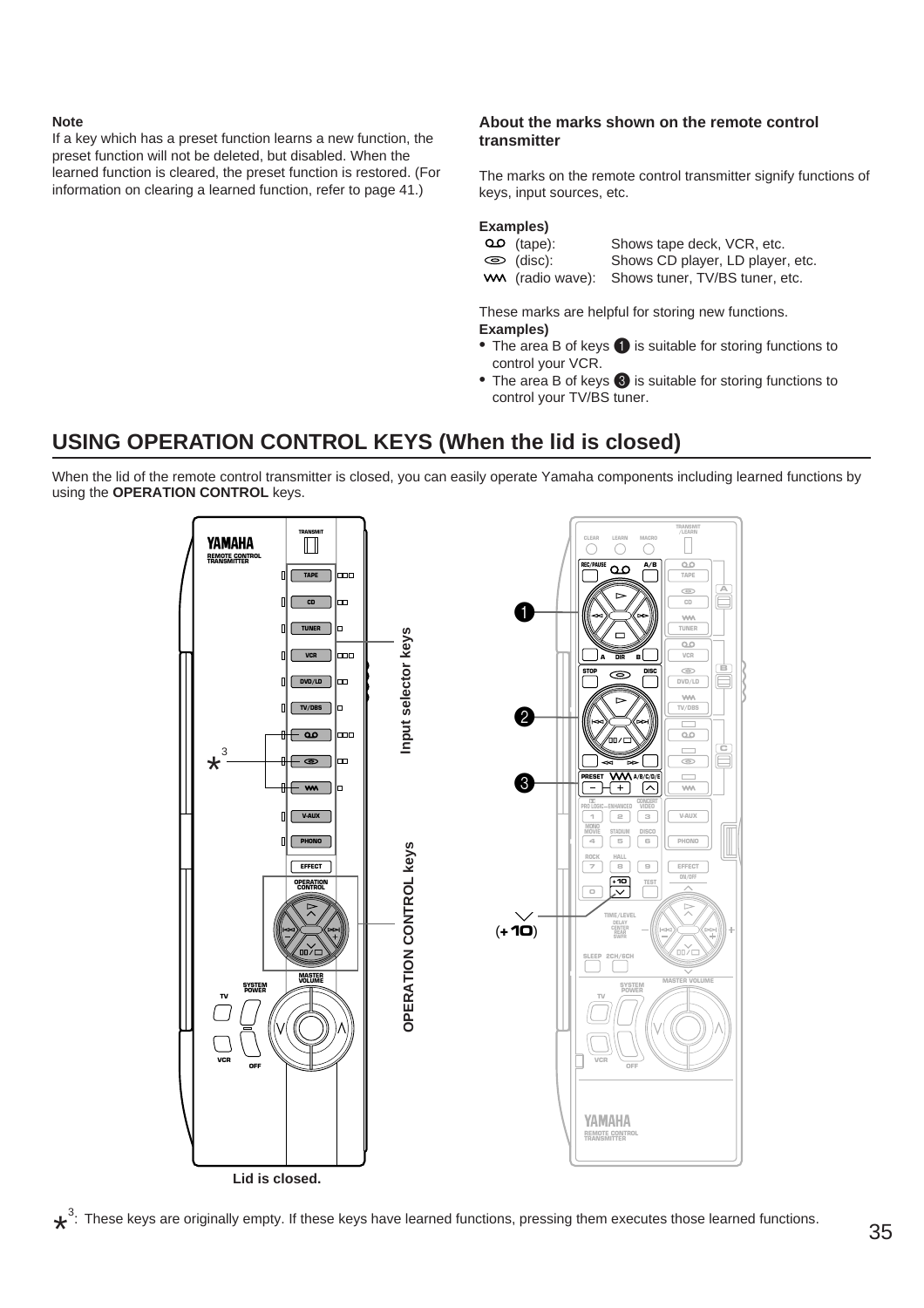**Note**

If a key which has a preset function learns a new function, the preset function will not be deleted, but disabled. When the learned function is cleared, the preset function is restored. (For information on clearing a learned function, refer to page 41.)

**About the marks shown on the remote control transmitter**

The marks on the remote control transmitter signify functions of keys, input sources, etc.

**Examples)**

| | |
|---|---|
| (tape): | Shows tape deck, VCR, etc. |
| (disc): | Shows CD player, LD player, etc. |
| (radio wave): | Shows tuner, TV/BS tuner, etc. |

These marks are helpful for storing new functions.

**Examples)**

- The area B of keys ❶ is suitable for storing functions to control your VCR.
- The area B of keys ❸ is suitable for storing functions to control your TV/BS tuner.

## USING OPERATION CONTROL KEYS (When the lid is closed)

When the lid of the remote control transmitter is closed, you can easily operate Yamaha components including learned functions by using the **OPERATION CONTROL** keys.

Input selector keys

OPERATION CONTROL keys

Lid is closed.

*3: These keys are originally empty. If these keys have learned functions, pressing them executes those learned functions.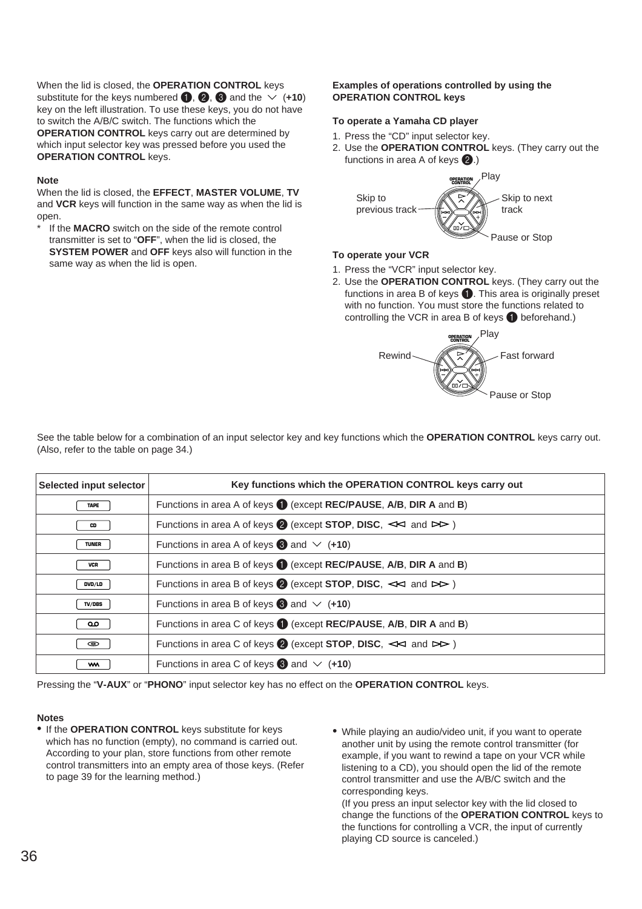When the lid is closed, the **OPERATION CONTROL** keys substitute for the keys numbered ❶, ❷, ❸ and the ﹀ (**+10**) key on the left illustration. To use these keys, you do not have to switch the A/B/C switch. The functions which the **OPERATION CONTROL** keys carry out are determined by which input selector key was pressed before you used the **OPERATION CONTROL** keys.

**Note**

When the lid is closed, the **EFFECT**, **MASTER VOLUME**, **TV** and **VCR** keys will function in the same way as when the lid is open.

* If the **MACRO** switch on the side of the remote control transmitter is set to "**OFF**", when the lid is closed, the **SYSTEM POWER** and **OFF** keys also will function in the same way as when the lid is open.

**Examples of operations controlled by using the OPERATION CONTROL keys**

**To operate a Yamaha CD player**

1. Press the "CD" input selector key.
2. Use the **OPERATION CONTROL** keys. (They carry out the functions in area A of keys ❷.)

Play
Skip to previous track
Skip to next track
Pause or Stop

**To operate your VCR**

1. Press the "VCR" input selector key.
2. Use the **OPERATION CONTROL** keys. (They carry out the functions in area B of keys ❶. This area is originally preset with no function. You must store the functions related to controlling the VCR in area B of keys ❶ beforehand.)

Play
Rewind
Fast forward
Pause or Stop

See the table below for a combination of an input selector key and key functions which the **OPERATION CONTROL** keys carry out. (Also, refer to the table on page 34.)

| Selected input selector | Key functions which the OPERATION CONTROL keys carry out |
|---|---|
| TAPE | Functions in area A of keys ❶ (except **REC/PAUSE**, **A/B**, **DIR A** and **B**) |
| CD | Functions in area A of keys ❷ (except **STOP**, **DISC**, ◁◁ and ▷▷ ) |
| TUNER | Functions in area A of keys ❸ and ﹀ (**+10**) |
| VCR | Functions in area B of keys ❶ (except **REC/PAUSE**, **A/B**, **DIR A** and **B**) |
| DVD/LD | Functions in area B of keys ❷ (except **STOP**, **DISC**, ◁◁ and ▷▷ ) |
| TV/DBS | Functions in area B of keys ❸ and ﹀ (**+10**) |
| (tape icon) | Functions in area C of keys ❶ (except **REC/PAUSE**, **A/B**, **DIR A** and **B**) |
| (disc icon) | Functions in area C of keys ❷ (except **STOP**, **DISC**, ◁◁ and ▷▷ ) |
| (tuner icon) | Functions in area C of keys ❸ and ﹀ (**+10**) |

Pressing the "**V-AUX**" or "**PHONO**" input selector key has no effect on the **OPERATION CONTROL** keys.

**Notes**

- If the **OPERATION CONTROL** keys substitute for keys which has no function (empty), no command is carried out. According to your plan, store functions from other remote control transmitters into an empty area of those keys. (Refer to page 39 for the learning method.)
- While playing an audio/video unit, if you want to operate another unit by using the remote control transmitter (for example, if you want to rewind a tape on your VCR while listening to a CD), you should open the lid of the remote control transmitter and use the A/B/C switch and the corresponding keys.
  (If you press an input selector key with the lid closed to change the functions of the **OPERATION CONTROL** keys to the functions for controlling a VCR, the input of currently playing CD source is canceled.)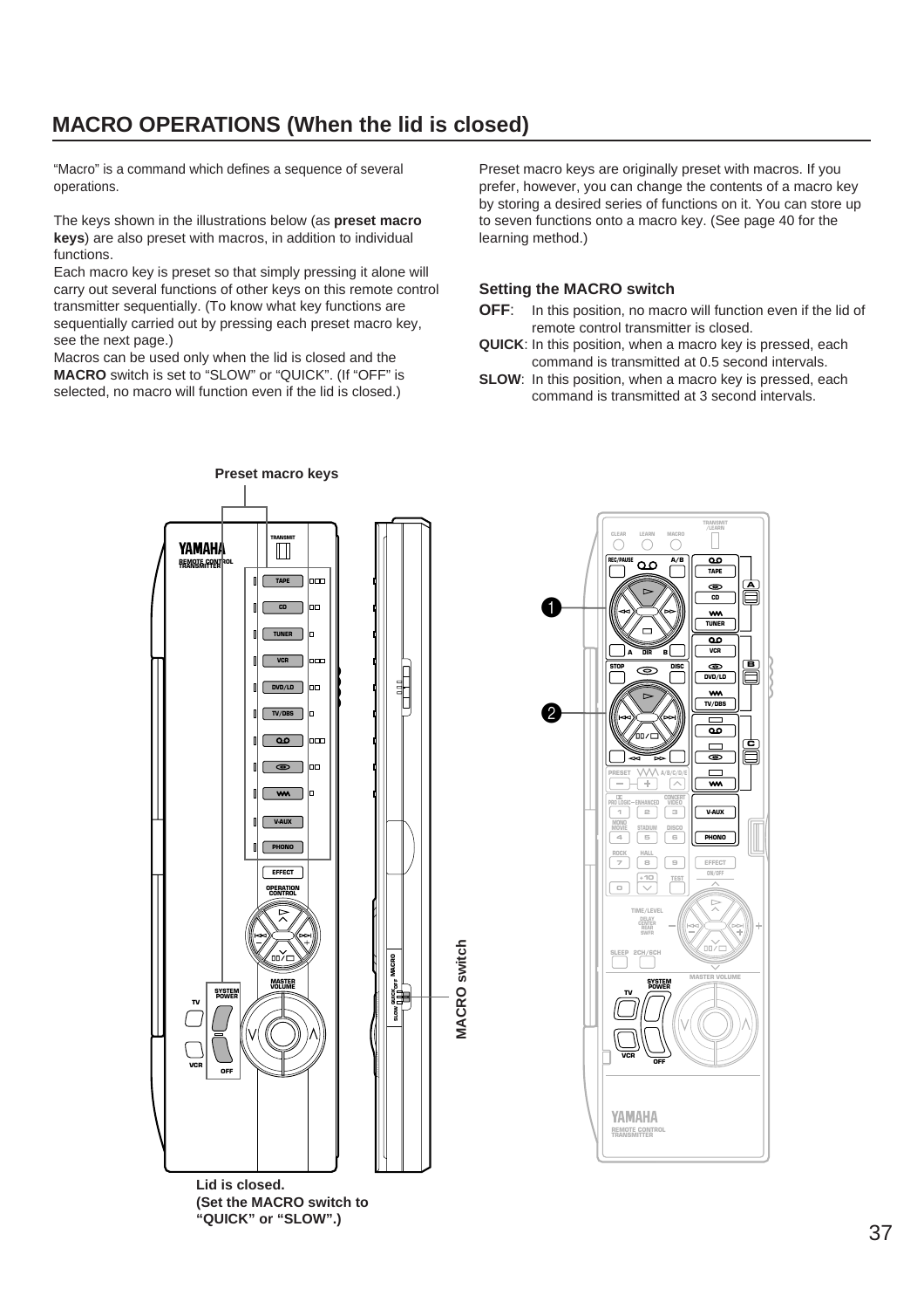## MACRO OPERATIONS (When the lid is closed)

"Macro" is a command which defines a sequence of several operations.

The keys shown in the illustrations below (as **preset macro keys**) are also preset with macros, in addition to individual functions.

Each macro key is preset so that simply pressing it alone will carry out several functions of other keys on this remote control transmitter sequentially. (To know what key functions are sequentially carried out by pressing each preset macro key, see the next page.)

Macros can be used only when the lid is closed and the **MACRO** switch is set to "SLOW" or "QUICK". (If "OFF" is selected, no macro will function even if the lid is closed.)

Preset macro keys are originally preset with macros. If you prefer, however, you can change the contents of a macro key by storing a desired series of functions on it. You can store up to seven functions onto a macro key. (See page 40 for the learning method.)

### Setting the MACRO switch

**OFF**: In this position, no macro will function even if the lid of remote control transmitter is closed.

**QUICK**: In this position, when a macro key is pressed, each command is transmitted at 0.5 second intervals.

**SLOW**: In this position, when a macro key is pressed, each command is transmitted at 3 second intervals.

Preset macro keys

MACRO switch

**Lid is closed.**
**(Set the MACRO switch to "QUICK" or "SLOW".)**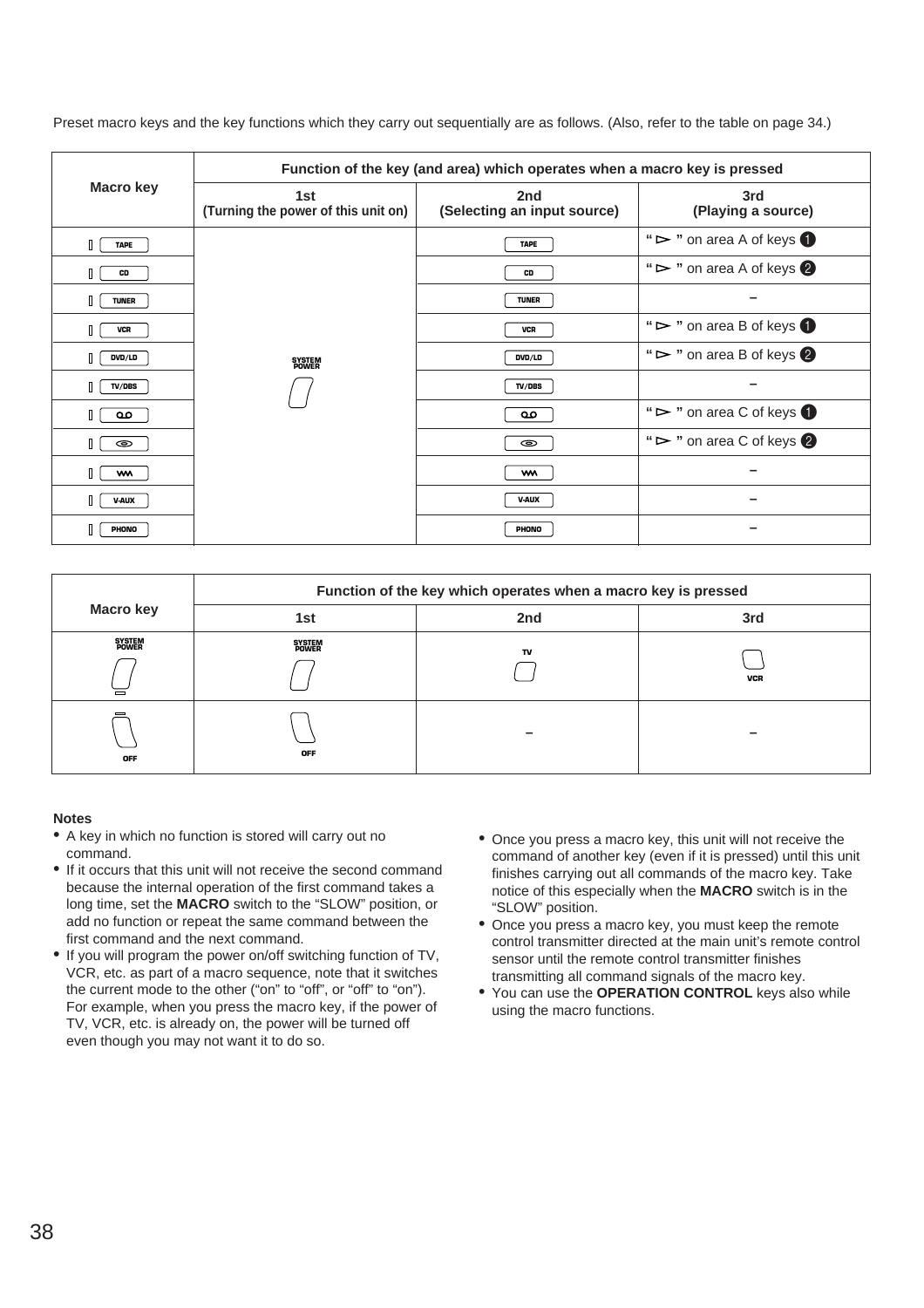Preset macro keys and the key functions which they carry out sequentially are as follows. (Also, refer to the table on page 34.)

| Macro key | Function of the key (and area) which operates when a macro key is pressed | | |
|---|---|---|---|
| | 1st (Turning the power of this unit on) | 2nd (Selecting an input source) | 3rd (Playing a source) |
| TAPE | SYSTEM POWER | TAPE | "▻" on area A of keys ❶ |
| CD | | CD | "▻" on area A of keys ❷ |
| TUNER | | TUNER | – |
| VCR | | VCR | "▻" on area B of keys ❶ |
| DVD/LD | | DVD/LD | "▻" on area B of keys ❷ |
| TV/DBS | | TV/DBS | – |
| ꝏ | | ꝏ | "▻" on area C of keys ❶ |
| ◎ | | ◎ | "▻" on area C of keys ❷ |
| ᴡᴧ | | ᴡᴧ | – |
| V-AUX | | V-AUX | – |
| PHONO | | PHONO | – |

| Macro key | Function of the key which operates when a macro key is pressed | | |
|---|---|---|---|
| | 1st | 2nd | 3rd |
| SYSTEM POWER | SYSTEM POWER | TV | VCR |
| OFF | OFF | – | – |

**Notes**

- A key in which no function is stored will carry out no command.
- If it occurs that this unit will not receive the second command because the internal operation of the first command takes a long time, set the **MACRO** switch to the "SLOW" position, or add no function or repeat the same command between the first command and the next command.
- If you will program the power on/off switching function of TV, VCR, etc. as part of a macro sequence, note that it switches the current mode to the other ("on" to "off", or "off" to "on"). For example, when you press the macro key, if the power of TV, VCR, etc. is already on, the power will be turned off even though you may not want it to do so.
- Once you press a macro key, this unit will not receive the command of another key (even if it is pressed) until this unit finishes carrying out all commands of the macro key. Take notice of this especially when the **MACRO** switch is in the "SLOW" position.
- Once you press a macro key, you must keep the remote control transmitter directed at the main unit's remote control sensor until the remote control transmitter finishes transmitting all command signals of the macro key.
- You can use the **OPERATION CONTROL** keys also while using the macro functions.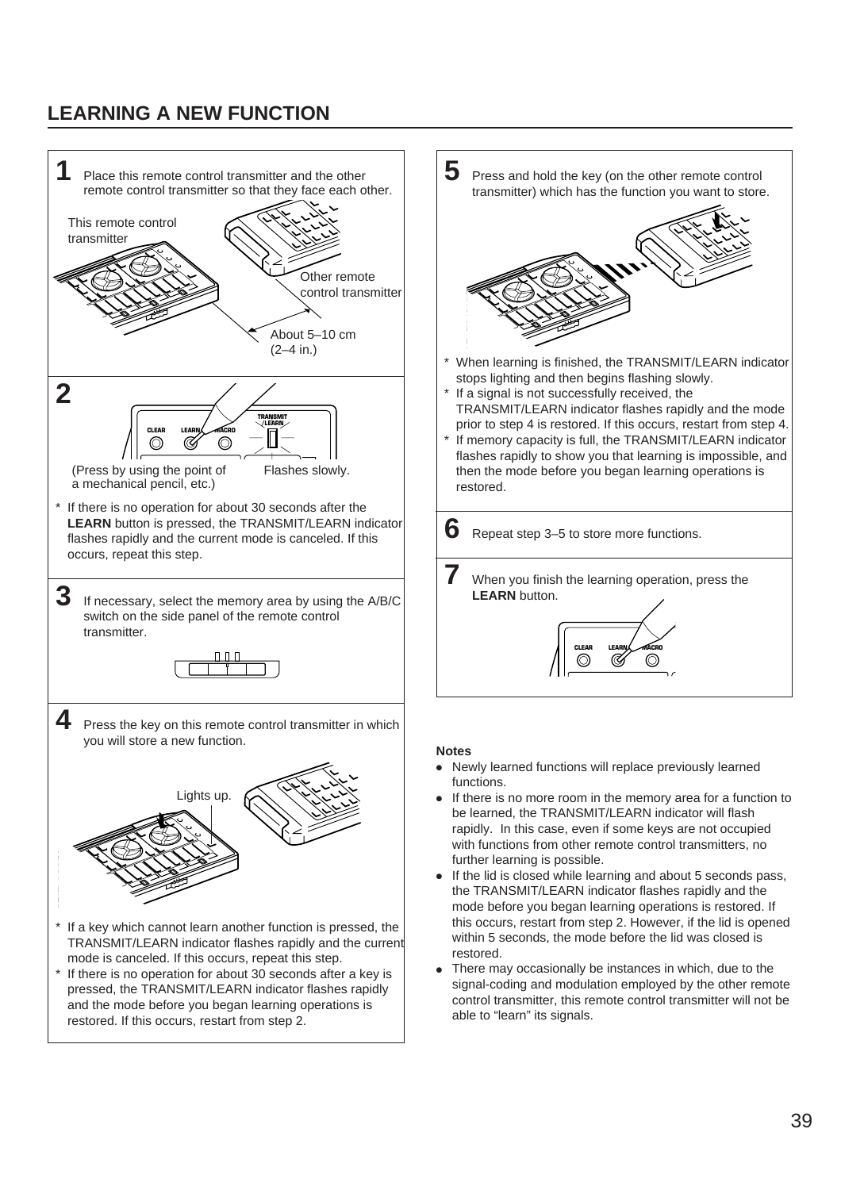## LEARNING A NEW FUNCTION

**1** Place this remote control transmitter and the other remote control transmitter so that they face each other.

This remote control transmitter

Other remote control transmitter

About 5–10 cm (2–4 in.)

**2**

(Press by using the point of a mechanical pencil, etc.)

Flashes slowly.

* If there is no operation for about 30 seconds after the **LEARN** button is pressed, the TRANSMIT/LEARN indicator flashes rapidly and the current mode is canceled. If this occurs, repeat this step.

**3** If necessary, select the memory area by using the A/B/C switch on the side panel of the remote control transmitter.

**4** Press the key on this remote control transmitter in which you will store a new function.

Lights up.

* If a key which cannot learn another function is pressed, the TRANSMIT/LEARN indicator flashes rapidly and the current mode is canceled. If this occurs, repeat this step.
* If there is no operation for about 30 seconds after a key is pressed, the TRANSMIT/LEARN indicator flashes rapidly and the mode before you began learning operations is restored. If this occurs, restart from step 2.

**5** Press and hold the key (on the other remote control transmitter) which has the function you want to store.

* When learning is finished, the TRANSMIT/LEARN indicator stops lighting and then begins flashing slowly.
* If a signal is not successfully received, the TRANSMIT/LEARN indicator flashes rapidly and the mode prior to step 4 is restored. If this occurs, restart from step 4.
* If memory capacity is full, the TRANSMIT/LEARN indicator flashes rapidly to show you that learning is impossible, and then the mode before you began learning operations is restored.

**6** Repeat step 3–5 to store more functions.

**7** When you finish the learning operation, press the **LEARN** button.

**Notes**

- Newly learned functions will replace previously learned functions.
- If there is no more room in the memory area for a function to be learned, the TRANSMIT/LEARN indicator will flash rapidly. In this case, even if some keys are not occupied with functions from other remote control transmitters, no further learning is possible.
- If the lid is closed while learning and about 5 seconds pass, the TRANSMIT/LEARN indicator flashes rapidly and the mode before you began learning operations is restored. If this occurs, restart from step 2. However, if the lid is opened within 5 seconds, the mode before the lid was closed is restored.
- There may occasionally be instances in which, due to the signal-coding and modulation employed by the other remote control transmitter, this remote control transmitter will not be able to “learn” its signals.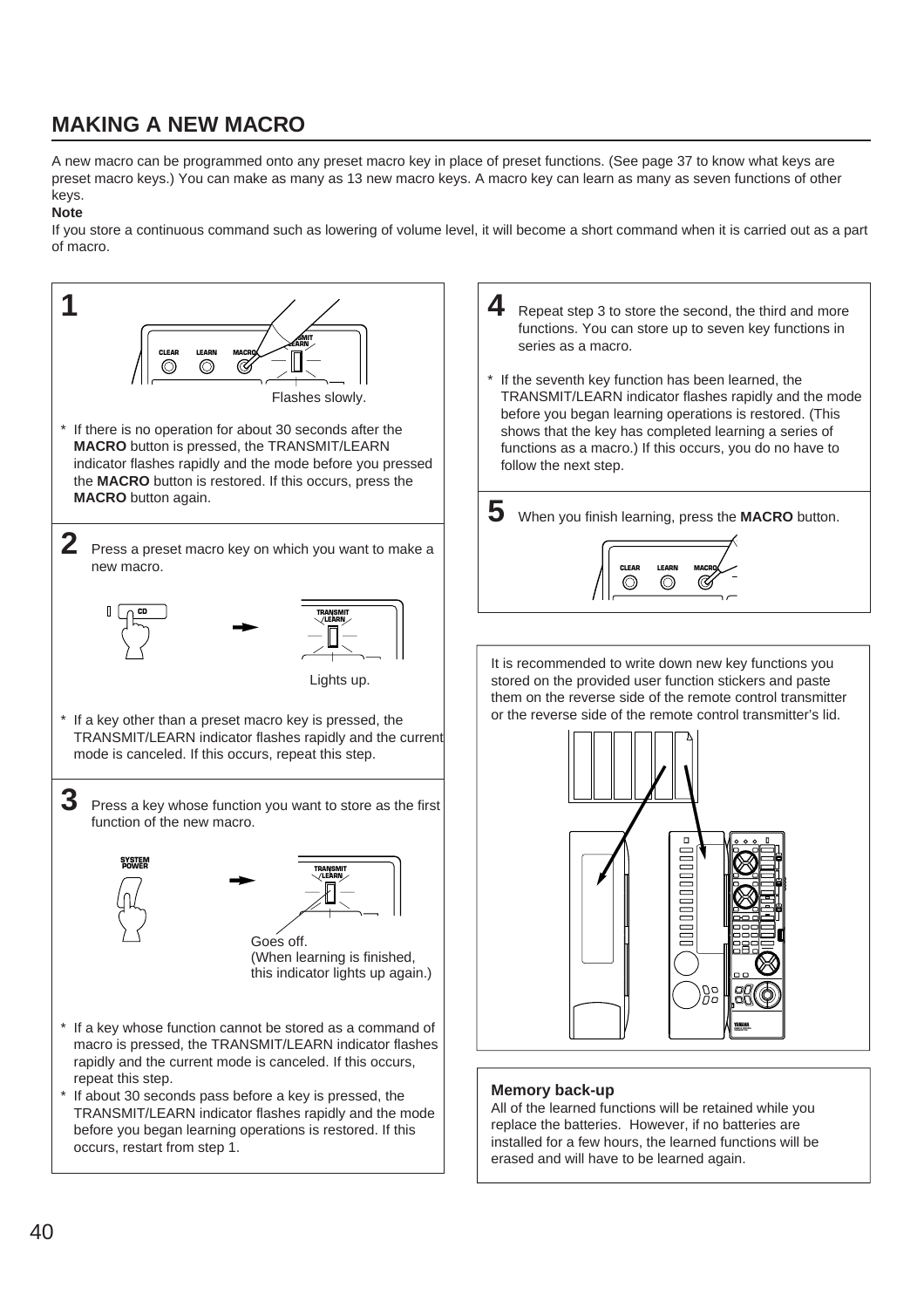## MAKING A NEW MACRO

A new macro can be programmed onto any preset macro key in place of preset functions. (See page 37 to know what keys are preset macro keys.) You can make as many as 13 new macro keys. A macro key can learn as many as seven functions of other keys.

**Note**

If you store a continuous command such as lowering of volume level, it will become a short command when it is carried out as a part of macro.

**1**

Flashes slowly.

* If there is no operation for about 30 seconds after the **MACRO** button is pressed, the TRANSMIT/LEARN indicator flashes rapidly and the mode before you pressed the **MACRO** button is restored. If this occurs, press the **MACRO** button again.

**2** Press a preset macro key on which you want to make a new macro.

Lights up.

* If a key other than a preset macro key is pressed, the TRANSMIT/LEARN indicator flashes rapidly and the current mode is canceled. If this occurs, repeat this step.

**3** Press a key whose function you want to store as the first function of the new macro.

Goes off.
(When learning is finished, this indicator lights up again.)

* If a key whose function cannot be stored as a command of macro is pressed, the TRANSMIT/LEARN indicator flashes rapidly and the current mode is canceled. If this occurs, repeat this step.
* If about 30 seconds pass before a key is pressed, the TRANSMIT/LEARN indicator flashes rapidly and the mode before you began learning operations is restored. If this occurs, restart from step 1.

**4** Repeat step 3 to store the second, the third and more functions. You can store up to seven key functions in series as a macro.

* If the seventh key function has been learned, the TRANSMIT/LEARN indicator flashes rapidly and the mode before you began learning operations is restored. (This shows that the key has completed learning a series of functions as a macro.) If this occurs, you do no have to follow the next step.

**5** When you finish learning, press the **MACRO** button.

It is recommended to write down new key functions you stored on the provided user function stickers and paste them on the reverse side of the remote control transmitter or the reverse side of the remote control transmitter's lid.

**Memory back-up**

All of the learned functions will be retained while you replace the batteries. However, if no batteries are installed for a few hours, the learned functions will be erased and will have to be learned again.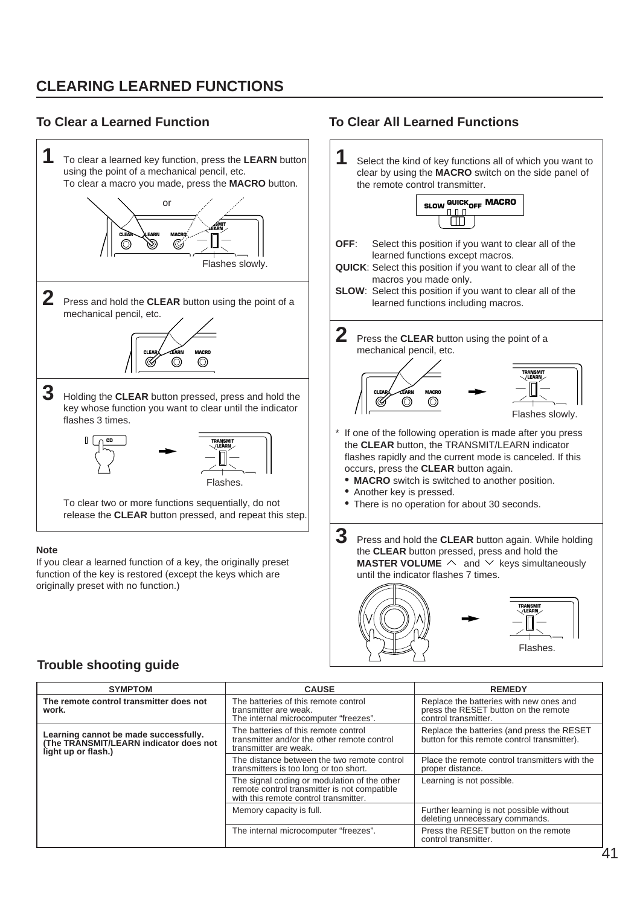# CLEARING LEARNED FUNCTIONS

## To Clear a Learned Function

**1** To clear a learned key function, press the **LEARN** button using the point of a mechanical pencil, etc.
To clear a macro you made, press the **MACRO** button.

or

Flashes slowly.

**2** Press and hold the **CLEAR** button using the point of a mechanical pencil, etc.

**3** Holding the **CLEAR** button pressed, press and hold the key whose function you want to clear until the indicator flashes 3 times.

Flashes.

To clear two or more functions sequentially, do not release the **CLEAR** button pressed, and repeat this step.

**Note**

If you clear a learned function of a key, the originally preset function of the key is restored (except the keys which are originally preset with no function.)

## To Clear All Learned Functions

**1** Select the kind of key functions all of which you want to clear by using the **MACRO** switch on the side panel of the remote control transmitter.

**OFF**: Select this position if you want to clear all of the learned functions except macros.
**QUICK**: Select this position if you want to clear all of the macros you made only.
**SLOW**: Select this position if you want to clear all of the learned functions including macros.

**2** Press the **CLEAR** button using the point of a mechanical pencil, etc.

Flashes slowly.

* If one of the following operation is made after you press the **CLEAR** button, the TRANSMIT/LEARN indicator flashes rapidly and the current mode is canceled. If this occurs, press the **CLEAR** button again.
  - **MACRO** switch is switched to another position.
  - Another key is pressed.
  - There is no operation for about 30 seconds.

**3** Press and hold the **CLEAR** button again. While holding the **CLEAR** button pressed, press and hold the **MASTER VOLUME** ∧ and ∨ keys simultaneously until the indicator flashes 7 times.

Flashes.

## Trouble shooting guide

| SYMPTOM | CAUSE | REMEDY |
|---|---|---|
| **The remote control transmitter does not work.** | The batteries of this remote control transmitter are weak. The internal microcomputer "freezes". | Replace the batteries with new ones and press the RESET button on the remote control transmitter. |
| **Learning cannot be made successfully. (The TRANSMIT/LEARN indicator does not light up or flash.)** | The batteries of this remote control transmitter and/or the other remote control transmitter are weak. | Replace the batteries (and press the RESET button for this remote control transmitter). |
| | The distance between the two remote control transmitters is too long or too short. | Place the remote control transmitters with the proper distance. |
| | The signal coding or modulation of the other remote control transmitter is not compatible with this remote control transmitter. | Learning is not possible. |
| | Memory capacity is full. | Further learning is not possible without deleting unnecessary commands. |
| | The internal microcomputer "freezes". | Press the RESET button on the remote control transmitter. |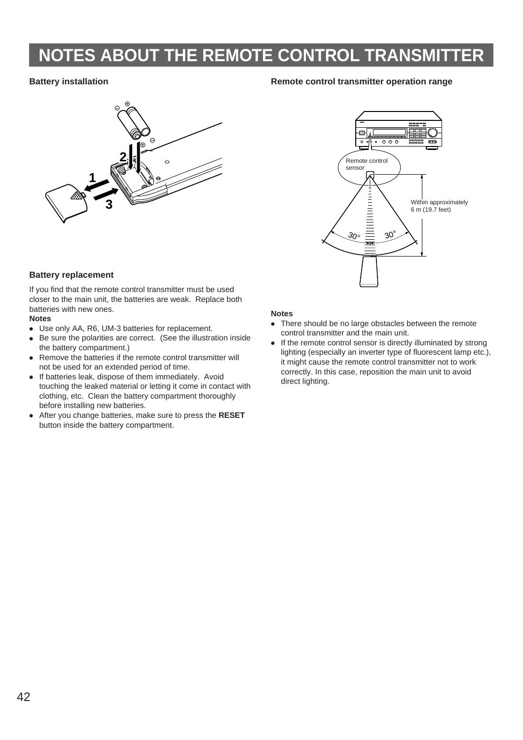# NOTES ABOUT THE REMOTE CONTROL TRANSMITTER

### Battery installation

### Battery replacement

If you find that the remote control transmitter must be used closer to the main unit, the batteries are weak. Replace both batteries with new ones.

**Notes**

- Use only AA, R6, UM-3 batteries for replacement.
- Be sure the polarities are correct. (See the illustration inside the battery compartment.)
- Remove the batteries if the remote control transmitter will not be used for an extended period of time.
- If batteries leak, dispose of them immediately. Avoid touching the leaked material or letting it come in contact with clothing, etc. Clean the battery compartment thoroughly before installing new batteries.
- After you change batteries, make sure to press the **RESET** button inside the battery compartment.

### Remote control transmitter operation range

**Notes**

- There should be no large obstacles between the remote control transmitter and the main unit.
- If the remote control sensor is directly illuminated by strong lighting (especially an inverter type of fluorescent lamp etc.), it might cause the remote control transmitter not to work correctly. In this case, reposition the main unit to avoid direct lighting.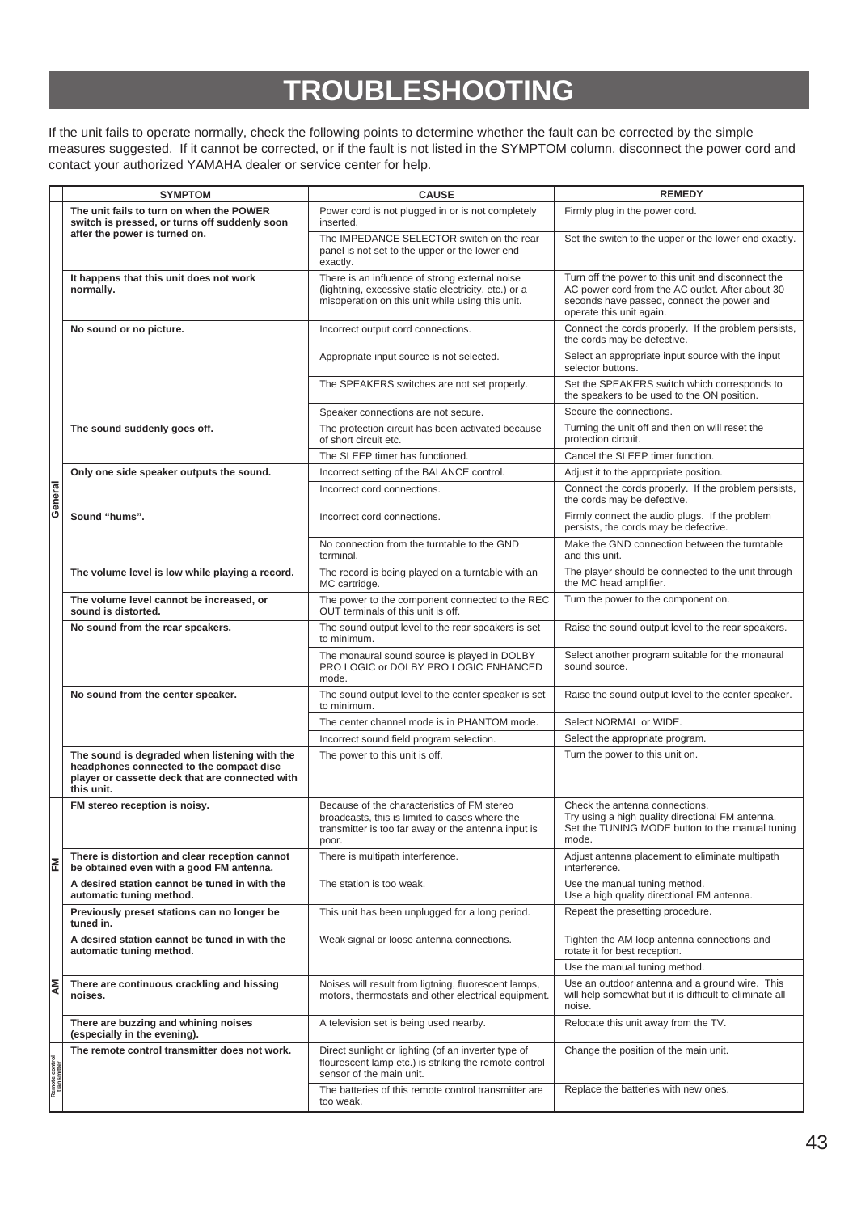# TROUBLESHOOTING

If the unit fails to operate normally, check the following points to determine whether the fault can be corrected by the simple measures suggested. If it cannot be corrected, or if the fault is not listed in the SYMPTOM column, disconnect the power cord and contact your authorized YAMAHA dealer or service center for help.

| | SYMPTOM | CAUSE | REMEDY |
|---|---|---|---|
| General | **The unit fails to turn on when the POWER switch is pressed, or turns off suddenly soon after the power is turned on.** | Power cord is not plugged in or is not completely inserted. | Firmly plug in the power cord. |
| | | The IMPEDANCE SELECTOR switch on the rear panel is not set to the upper or the lower end exactly. | Set the switch to the upper or the lower end exactly. |
| | **It happens that this unit does not work normally.** | There is an influence of strong external noise (lightning, excessive static electricity, etc.) or a misoperation on this unit while using this unit. | Turn off the power to this unit and disconnect the AC power cord from the AC outlet. After about 30 seconds have passed, connect the power and operate this unit again. |
| | **No sound or no picture.** | Incorrect output cord connections. | Connect the cords properly. If the problem persists, the cords may be defective. |
| | | Appropriate input source is not selected. | Select an appropriate input source with the input selector buttons. |
| | | The SPEAKERS switches are not set properly. | Set the SPEAKERS switch which corresponds to the speakers to be used to the ON position. |
| | | Speaker connections are not secure. | Secure the connections. |
| | **The sound suddenly goes off.** | The protection circuit has been activated because of short circuit etc. | Turning the unit off and then on will reset the protection circuit. |
| | | The SLEEP timer has functioned. | Cancel the SLEEP timer function. |
| | **Only one side speaker outputs the sound.** | Incorrect setting of the BALANCE control. | Adjust it to the appropriate position. |
| | | Incorrect cord connections. | Connect the cords properly. If the problem persists, the cords may be defective. |
| | **Sound "hums".** | Incorrect cord connections. | Firmly connect the audio plugs. If the problem persists, the cords may be defective. |
| | | No connection from the turntable to the GND terminal. | Make the GND connection between the turntable and this unit. |
| | **The volume level is low while playing a record.** | The record is being played on a turntable with an MC cartridge. | The player should be connected to the unit through the MC head amplifier. |
| | **The volume level cannot be increased, or sound is distorted.** | The power to the component connected to the REC OUT terminals of this unit is off. | Turn the power to the component on. |
| | **No sound from the rear speakers.** | The sound output level to the rear speakers is set to minimum. | Raise the sound output level to the rear speakers. |
| | | The monaural sound source is played in DOLBY PRO LOGIC or DOLBY PRO LOGIC ENHANCED mode. | Select another program suitable for the monaural sound source. |
| | **No sound from the center speaker.** | The sound output level to the center speaker is set to minimum. | Raise the sound output level to the center speaker. |
| | | The center channel mode is in PHANTOM mode. | Select NORMAL or WIDE. |
| | | Incorrect sound field program selection. | Select the appropriate program. |
| | **The sound is degraded when listening with the headphones connected to the compact disc player or cassette deck that are connected with this unit.** | The power to this unit is off. | Turn the power to this unit on. |
| FM | **FM stereo reception is noisy.** | Because of the characteristics of FM stereo broadcasts, this is limited to cases where the transmitter is too far away or the antenna input is poor. | Check the antenna connections. Try using a high quality directional FM antenna. Set the TUNING MODE button to the manual tuning mode. |
| | **There is distortion and clear reception cannot be obtained even with a good FM antenna.** | There is multipath interference. | Adjust antenna placement to eliminate multipath interference. |
| | **A desired station cannot be tuned in with the automatic tuning method.** | The station is too weak. | Use the manual tuning method. Use a high quality directional FM antenna. |
| | **Previously preset stations can no longer be tuned in.** | This unit has been unplugged for a long period. | Repeat the presetting procedure. |
| AM | **A desired station cannot be tuned in with the automatic tuning method.** | Weak signal or loose antenna connections. | Tighten the AM loop antenna connections and rotate it for best reception. |
| | | | Use the manual tuning method. |
| | **There are continuous crackling and hissing noises.** | Noises will result from ligtning, fluorescent lamps, motors, thermostats and other electrical equipment. | Use an outdoor antenna and a ground wire. This will help somewhat but it is difficult to eliminate all noise. |
| | **There are buzzing and whining noises (especially in the evening).** | A television set is being used nearby. | Relocate this unit away from the TV. |
| Remote control transmitter | **The remote control transmitter does not work.** | Direct sunlight or lighting (of an inverter type of flourescent lamp etc.) is striking the remote control sensor of the main unit. | Change the position of the main unit. |
| | | The batteries of this remote control transmitter are too weak. | Replace the batteries with new ones. |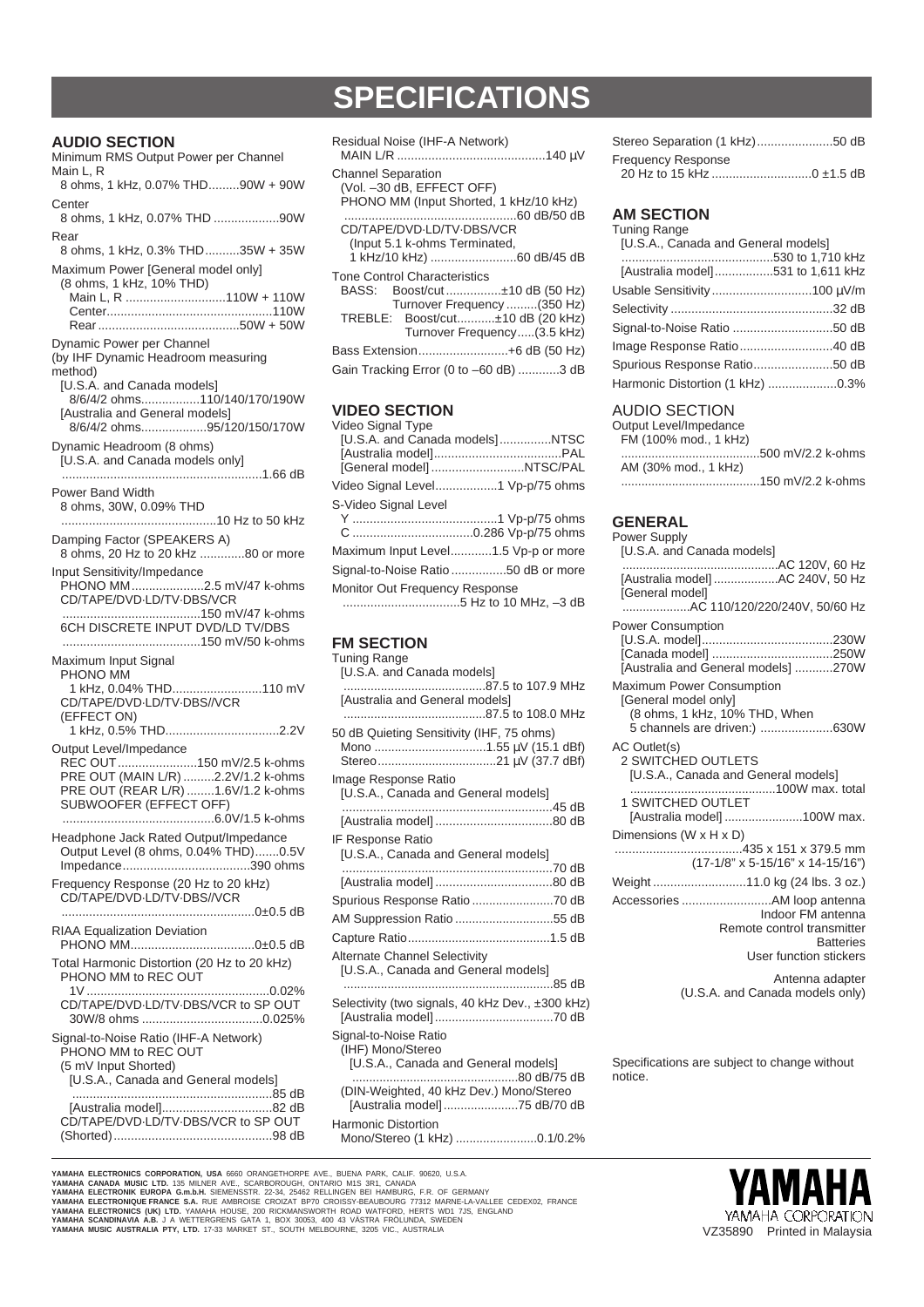# SPECIFICATIONS

## AUDIO SECTION

Minimum RMS Output Power per Channel
- Main L, R
  - 8 ohms, 1 kHz, 0.07% THD.........90W + 90W
- Center
  - 8 ohms, 1 kHz, 0.07% THD ..................90W
- Rear
  - 8 ohms, 1 kHz, 0.3% THD..........35W + 35W

Maximum Power [General model only]
- (8 ohms, 1 kHz, 10% THD)
  - Main L, R ............................110W + 110W
  - Center.................................................110W
  - Rear .........................................50W + 50W

Dynamic Power per Channel (by IHF Dynamic Headroom measuring method)
- [U.S.A. and Canada models]
  - 8/6/4/2 ohms.................110/140/170/190W
- [Australia and General models]
  - 8/6/4/2 ohms..................95/120/150/170W

Dynamic Headroom (8 ohms)
- [U.S.A. and Canada models only] ..........................................................1.66 dB

Power Band Width
- 8 ohms, 30W, 0.09% THD .............................................10 Hz to 50 kHz

Damping Factor (SPEAKERS A)
- 8 ohms, 20 Hz to 20 kHz .............80 or more

Input Sensitivity/Impedance
- PHONO MM.....................2.5 mV/47 k-ohms
- CD/TAPE/DVD·LD/TV·DBS/VCR ........................................150 mV/47 k-ohms
- 6CH DISCRETE INPUT DVD/LD TV/DBS ........................................150 mV/50 k-ohms

Maximum Input Signal
- PHONO MM
  - 1 kHz, 0.04% THD..........................110 mV
- CD/TAPE/DVD·LD/TV·DBS//VCR (EFFECT ON)
  - 1 kHz, 0.5% THD.................................2.2V

Output Level/Impedance
- REC OUT .......................150 mV/2.5 k-ohms
- PRE OUT (MAIN L/R) .........2.2V/1.2 k-ohms
- PRE OUT (REAR L/R) ........1.6V/1.2 k-ohms
- SUBWOOFER (EFFECT OFF) ............................................6.0V/1.5 k-ohms

Headphone Jack Rated Output/Impedance
- Output Level (8 ohms, 0.04% THD).......0.5V
- Impedance.....................................390 ohms

Frequency Response (20 Hz to 20 kHz)
- CD/TAPE/DVD·LD/TV·DBS//VCR ........................................................0±0.5 dB

RIAA Equalization Deviation
- PHONO MM....................................0±0.5 dB

Total Harmonic Distortion (20 Hz to 20 kHz)
- PHONO MM to REC OUT
  - 1V .....................................................0.02%
- CD/TAPE/DVD·LD/TV·DBS/VCR to SP OUT
  - 30W/8 ohms ...................................0.025%

Signal-to-Noise Ratio (IHF-A Network)
- PHONO MM to REC OUT (5 mV Input Shorted)
  - [U.S.A., Canada and General models] ..........................................................85 dB
  - [Australia model]................................82 dB
- CD/TAPE/DVD·LD/TV·DBS/VCR to SP OUT (Shorted)..............................................98 dB

Residual Noise (IHF-A Network)
- MAIN L/R ...........................................140 µV

Channel Separation
- (Vol. –30 dB, EFFECT OFF)
- PHONO MM (Input Shorted, 1 kHz/10 kHz) ..................................................60 dB/50 dB
- CD/TAPE/DVD·LD/TV·DBS/VCR (Input 5.1 k-ohms Terminated, 1 kHz/10 kHz) .........................60 dB/45 dB

Tone Control Characteristics
- BASS: Boost/cut ................±10 dB (50 Hz)
  - Turnover Frequency .........(350 Hz)
- TREBLE: Boost/cut...........±10 dB (20 kHz)
  - Turnover Frequency.....(3.5 kHz)

Bass Extension..........................+6 dB (50 Hz)

Gain Tracking Error (0 to –60 dB) ............3 dB

## VIDEO SECTION

Video Signal Type
- [U.S.A. and Canada models]...............NTSC
- [Australia model].....................................PAL
- [General model]...........................NTSC/PAL

Video Signal Level..................1 Vp-p/75 ohms

S-Video Signal Level
- Y ..........................................1 Vp-p/75 ohms
- C ...................................0.286 Vp-p/75 ohms

Maximum Input Level............1.5 Vp-p or more

Signal-to-Noise Ratio ................50 dB or more

Monitor Out Frequency Response
- .................................5 Hz to 10 MHz, –3 dB

## FM SECTION

Tuning Range
- [U.S.A. and Canada models] .........................................87.5 to 107.9 MHz
- [Australia and General models] .........................................87.5 to 108.0 MHz

50 dB Quieting Sensitivity (IHF, 75 ohms)
- Mono .................................1.55 µV (15.1 dBf)
- Stereo...................................21 µV (37.7 dBf)

Image Response Ratio
- [U.S.A., Canada and General models] .............................................................45 dB
- [Australia model] ..................................80 dB

IF Response Ratio
- [U.S.A., Canada and General models] .............................................................70 dB
- [Australia model] ..................................80 dB

Spurious Response Ratio ........................70 dB

AM Suppression Ratio .............................55 dB

Capture Ratio..........................................1.5 dB

Alternate Channel Selectivity
- [U.S.A., Canada and General models] .............................................................85 dB

Selectivity (two signals, 40 kHz Dev., ±300 kHz)
- [Australia model] ..................................70 dB

Signal-to-Noise Ratio
- (IHF) Mono/Stereo
  - [U.S.A., Canada and General models] ................................................80 dB/75 dB
- (DIN-Weighted, 40 kHz Dev.) Mono/Stereo
  - [Australia model]......................75 dB/70 dB

Harmonic Distortion
- Mono/Stereo (1 kHz) ........................0.1/0.2%

Stereo Separation (1 kHz)......................50 dB

Frequency Response
- 20 Hz to 15 kHz ............................0 ±1.5 dB

## AM SECTION

Tuning Range
- [U.S.A., Canada and General models] ............................................530 to 1,710 kHz
- [Australia model].................531 to 1,611 kHz

Usable Sensitivity .............................100 µV/m

Selectivity ...............................................32 dB

Signal-to-Noise Ratio .............................50 dB

Image Response Ratio...........................40 dB

Spurious Response Ratio.......................50 dB

Harmonic Distortion (1 kHz) ....................0.3%

## AUDIO SECTION

Output Level/Impedance
- FM (100% mod., 1 kHz) .........................................500 mV/2.2 k-ohms
- AM (30% mod., 1 kHz) .........................................150 mV/2.2 k-ohms

## GENERAL

Power Supply
- [U.S.A. and Canada models] ..............................................AC 120V, 60 Hz
- [Australia model] ...................AC 240V, 50 Hz
- [General model] ....................AC 110/120/220/240V, 50/60 Hz

Power Consumption
- [U.S.A. model]......................................230W
- [Canada model] ...................................250W
- [Australia and General models] ...........270W

Maximum Power Consumption
- [General model only]
  - (8 ohms, 1 kHz, 10% THD, When 5 channels are driven:) .....................630W

AC Outlet(s)
- 2 SWITCHED OUTLETS
  - [U.S.A., Canada and General models] ..........................................100W max. total
- 1 SWITCHED OUTLET
  - [Australia model] .......................100W max.

Dimensions (W x H x D)
- ......................................435 x 151 x 379.5 mm (17-1/8" x 5-15/16" x 14-15/16")

Weight ...........................11.0 kg (24 lbs. 3 oz.)

Accessories ..........................AM loop antenna
- Indoor FM antenna
- Remote control transmitter
- Batteries
- User function stickers
- Antenna adapter (U.S.A. and Canada models only)

Specifications are subject to change without notice.

---

**YAMAHA ELECTRONICS CORPORATION, USA** 6660 ORANGETHORPE AVE., BUENA PARK, CALIF. 90620, U.S.A.
**YAMAHA CANADA MUSIC LTD.** 135 MILNER AVE., SCARBOROUGH, ONTARIO M1S 3R1, CANADA
**YAMAHA ELECTRONIK EUROPA G.m.b.H.** SIEMENSSTR. 22-34, 25462 RELLINGEN BEI HAMBURG, F.R. OF GERMANY
**YAMAHA ELECTRONIQUE FRANCE S.A.** RUE AMBROISE CROIZAT BP70 CROISSY-BEAUBOURG 77312 MARNE-LA-VALLEE CEDEX02, FRANCE
**YAMAHA ELECTRONICS (UK) LTD.** YAMAHA HOUSE, 200 RICKMANSWORTH ROAD WATFORD, HERTS WD1 7JS, ENGLAND
**YAMAHA SCANDINAVIA A.B.** J A WETTERGRENS GATA 1, BOX 30053, 400 43 VÄSTRA FRÖLUNDA, SWEDEN
**YAMAHA MUSIC AUSTRALIA PTY, LTD.** 17-33 MARKET ST., SOUTH MELBOURNE, 3205 VIC., AUSTRALIA

YAMAHA
YAMAHA CORPORATION
VZ35890 Printed in Malaysia